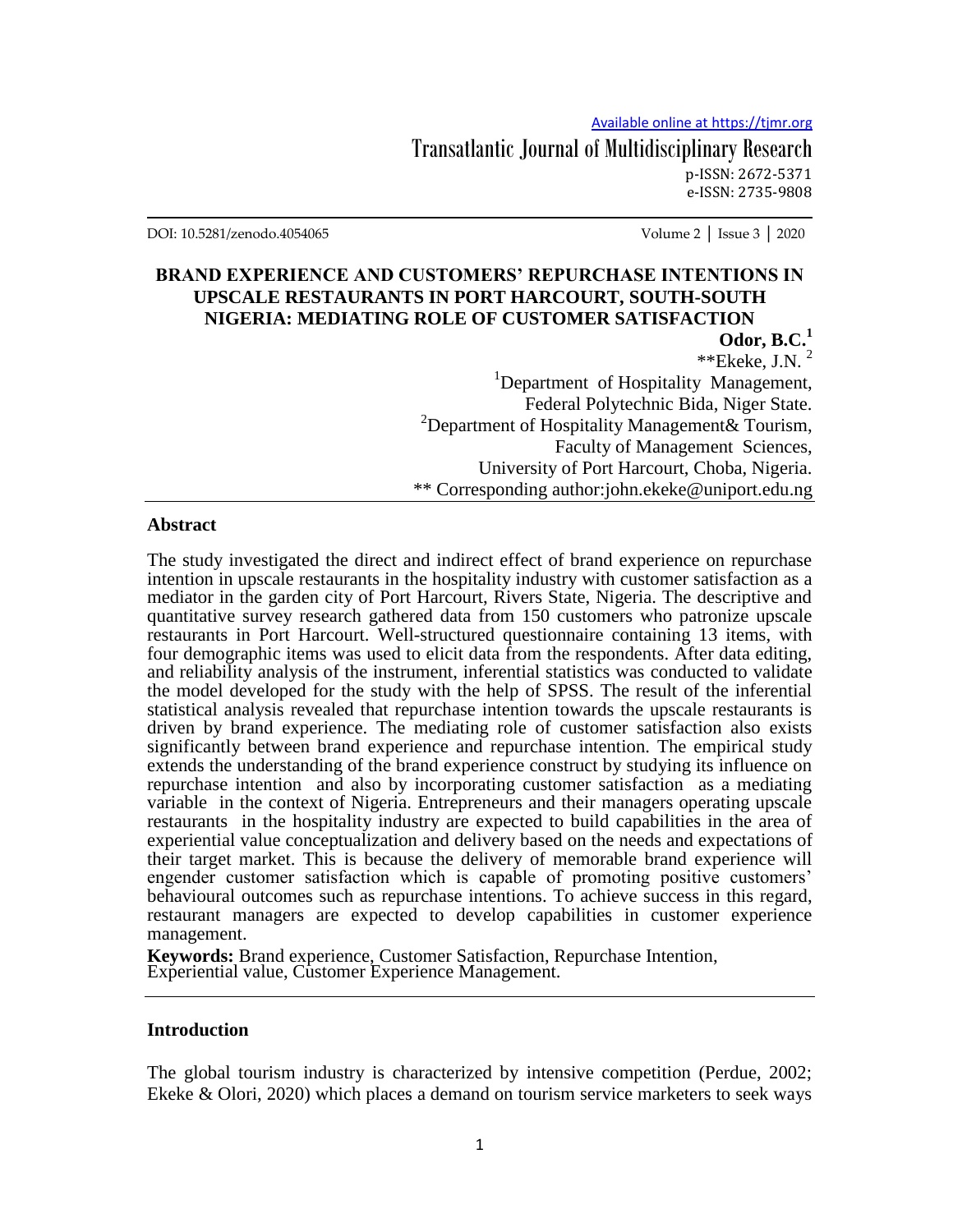# BRAND EXPERIENCE AND CUSTOMERS' REPURCHASE INTENTIONS IN UPSCALE RESTAURANTS IN PORT HARCOURT, SOUTH-SOUTH NIGERIA: MEDIATING ROLE OF CUSTOMER SATISFACTION

**Odor, B.C.**[1]

**Ekeke, J.N.[2]

[1]Department of Hospitality Management, Federal Polytechnic Bida, Niger State.

[2]Department of Hospitality Management& Tourism, Faculty of Management Sciences, University of Port Harcourt, Choba, Nigeria.

** Corresponding author:john.ekeke@uniport.edu.ng

## Abstract

The study investigated the direct and indirect effect of brand experience on repurchase intention in upscale restaurants in the hospitality industry with customer satisfaction as a mediator in the garden city of Port Harcourt, Rivers State, Nigeria. The descriptive and quantitative survey research gathered data from 150 customers who patronize upscale restaurants in Port Harcourt. Well-structured questionnaire containing 13 items, with four demographic items was used to elicit data from the respondents. After data editing, and reliability analysis of the instrument, inferential statistics was conducted to validate the model developed for the study with the help of SPSS. The result of the inferential statistical analysis revealed that repurchase intention towards the upscale restaurants is driven by brand experience. The mediating role of customer satisfaction also exists significantly between brand experience and repurchase intention. The empirical study extends the understanding of the brand experience construct by studying its influence on repurchase intention and also by incorporating customer satisfaction as a mediating variable in the context of Nigeria. Entrepreneurs and their managers operating upscale restaurants in the hospitality industry are expected to build capabilities in the area of experiential value conceptualization and delivery based on the needs and expectations of their target market. This is because the delivery of memorable brand experience will engender customer satisfaction which is capable of promoting positive customers' behavioural outcomes such as repurchase intentions. To achieve success in this regard, restaurant managers are expected to develop capabilities in customer experience management.

**Keywords:** Brand experience, Customer Satisfaction, Repurchase Intention, Experiential value, Customer Experience Management.

## Introduction

The global tourism industry is characterized by intensive competition (Perdue, 2002; Ekeke & Olori, 2020) which places a demand on tourism service marketers to seek ways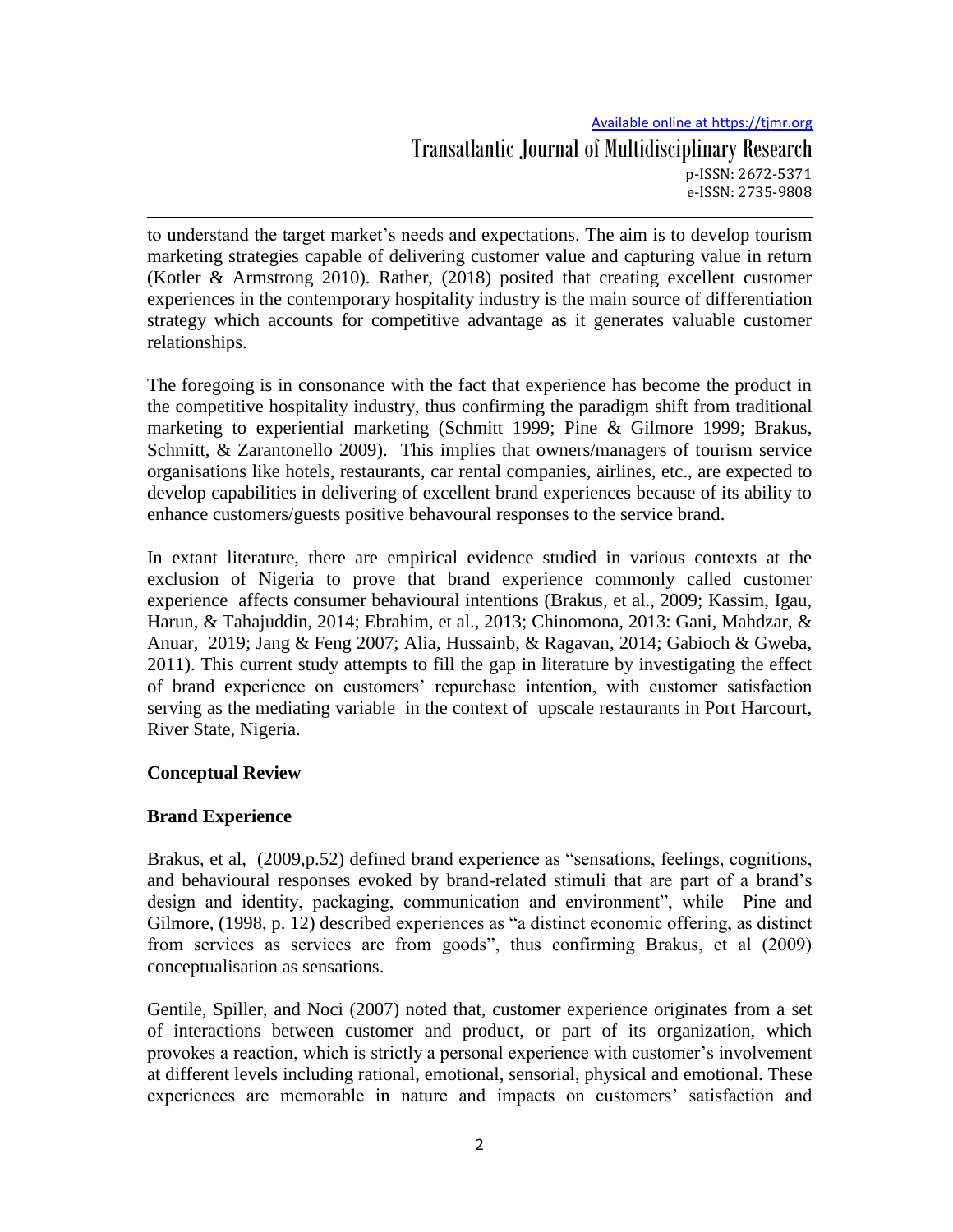to understand the target market's needs and expectations. The aim is to develop tourism marketing strategies capable of delivering customer value and capturing value in return (Kotler & Armstrong 2010). Rather, (2018) posited that creating excellent customer experiences in the contemporary hospitality industry is the main source of differentiation strategy which accounts for competitive advantage as it generates valuable customer relationships.

The foregoing is in consonance with the fact that experience has become the product in the competitive hospitality industry, thus confirming the paradigm shift from traditional marketing to experiential marketing (Schmitt 1999; Pine & Gilmore 1999; Brakus, Schmitt, & Zarantonello 2009). This implies that owners/managers of tourism service organisations like hotels, restaurants, car rental companies, airlines, etc., are expected to develop capabilities in delivering of excellent brand experiences because of its ability to enhance customers/guests positive behavioural responses to the service brand.

In extant literature, there are empirical evidence studied in various contexts at the exclusion of Nigeria to prove that brand experience commonly called customer experience affects consumer behavioural intentions (Brakus, et al., 2009; Kassim, Igau, Harun, & Tahajuddin, 2014; Ebrahim, et al., 2013; Chinomona, 2013: Gani, Mahdzar, & Anuar, 2019; Jang & Feng 2007; Alia, Hussainb, & Ragavan, 2014; Gabioch & Gweba, 2011). This current study attempts to fill the gap in literature by investigating the effect of brand experience on customers' repurchase intention, with customer satisfaction serving as the mediating variable in the context of upscale restaurants in Port Harcourt, River State, Nigeria.

## Conceptual Review

### Brand Experience

Brakus, et al, (2009,p.52) defined brand experience as "sensations, feelings, cognitions, and behavioural responses evoked by brand-related stimuli that are part of a brand's design and identity, packaging, communication and environment", while Pine and Gilmore, (1998, p. 12) described experiences as "a distinct economic offering, as distinct from services as services are from goods", thus confirming Brakus, et al (2009) conceptualisation as sensations.

Gentile, Spiller, and Noci (2007) noted that, customer experience originates from a set of interactions between customer and product, or part of its organization, which provokes a reaction, which is strictly a personal experience with customer's involvement at different levels including rational, emotional, sensorial, physical and emotional. These experiences are memorable in nature and impacts on customers' satisfaction and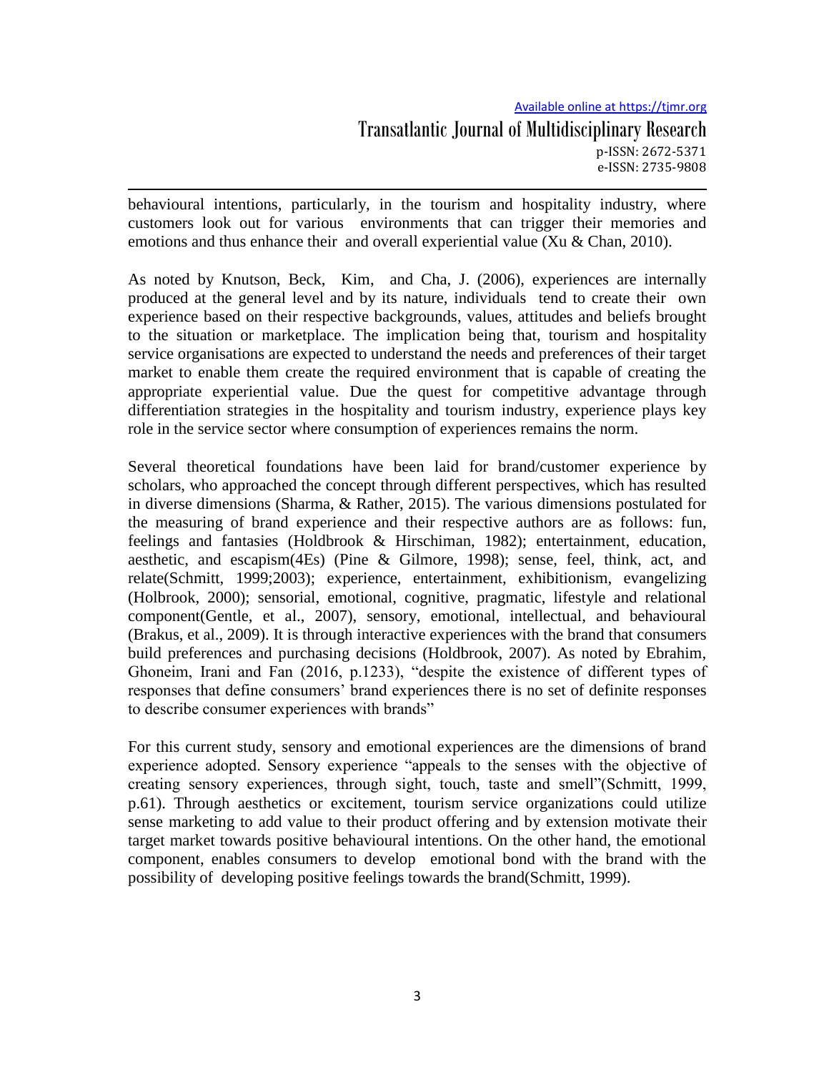behavioural intentions, particularly, in the tourism and hospitality industry, where customers look out for various environments that can trigger their memories and emotions and thus enhance their and overall experiential value (Xu & Chan, 2010).

As noted by Knutson, Beck, Kim, and Cha, J. (2006), experiences are internally produced at the general level and by its nature, individuals tend to create their own experience based on their respective backgrounds, values, attitudes and beliefs brought to the situation or marketplace. The implication being that, tourism and hospitality service organisations are expected to understand the needs and preferences of their target market to enable them create the required environment that is capable of creating the appropriate experiential value. Due the quest for competitive advantage through differentiation strategies in the hospitality and tourism industry, experience plays key role in the service sector where consumption of experiences remains the norm.

Several theoretical foundations have been laid for brand/customer experience by scholars, who approached the concept through different perspectives, which has resulted in diverse dimensions (Sharma, & Rather, 2015). The various dimensions postulated for the measuring of brand experience and their respective authors are as follows: fun, feelings and fantasies (Holdbrook & Hirschiman, 1982); entertainment, education, aesthetic, and escapism(4Es) (Pine & Gilmore, 1998); sense, feel, think, act, and relate(Schmitt, 1999;2003); experience, entertainment, exhibitionism, evangelizing (Holbrook, 2000); sensorial, emotional, cognitive, pragmatic, lifestyle and relational component(Gentle, et al., 2007), sensory, emotional, intellectual, and behavioural (Brakus, et al., 2009). It is through interactive experiences with the brand that consumers build preferences and purchasing decisions (Holdbrook, 2007). As noted by Ebrahim, Ghoneim, Irani and Fan (2016, p.1233), "despite the existence of different types of responses that define consumers' brand experiences there is no set of definite responses to describe consumer experiences with brands"

For this current study, sensory and emotional experiences are the dimensions of brand experience adopted. Sensory experience "appeals to the senses with the objective of creating sensory experiences, through sight, touch, taste and smell"(Schmitt, 1999, p.61). Through aesthetics or excitement, tourism service organizations could utilize sense marketing to add value to their product offering and by extension motivate their target market towards positive behavioural intentions. On the other hand, the emotional component, enables consumers to develop emotional bond with the brand with the possibility of developing positive feelings towards the brand(Schmitt, 1999).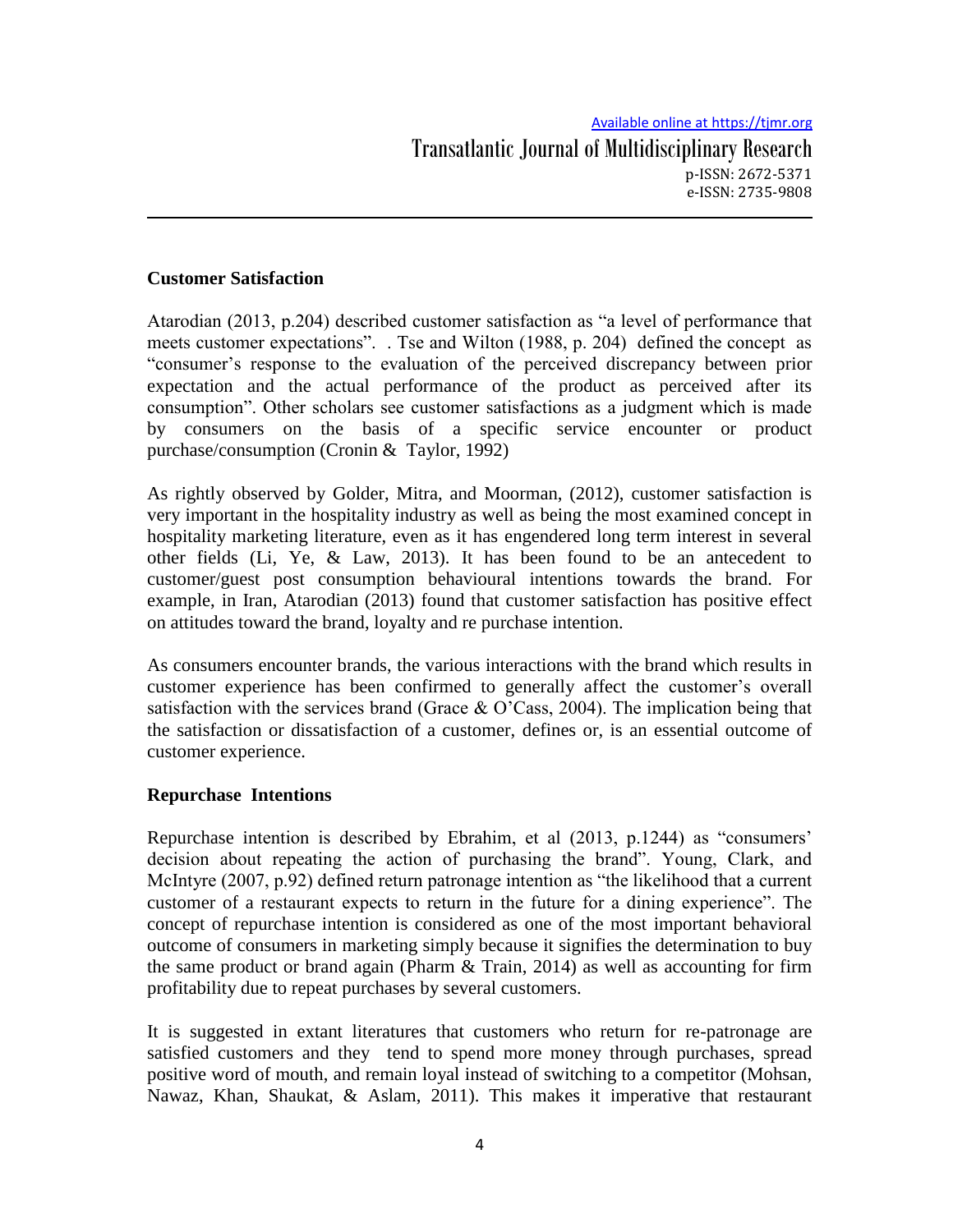**Customer Satisfaction**

Atarodian (2013, p.204) described customer satisfaction as "a level of performance that meets customer expectations". . Tse and Wilton (1988, p. 204) defined the concept as "consumer's response to the evaluation of the perceived discrepancy between prior expectation and the actual performance of the product as perceived after its consumption". Other scholars see customer satisfactions as a judgment which is made by consumers on the basis of a specific service encounter or product purchase/consumption (Cronin & Taylor, 1992)

As rightly observed by Golder, Mitra, and Moorman, (2012), customer satisfaction is very important in the hospitality industry as well as being the most examined concept in hospitality marketing literature, even as it has engendered long term interest in several other fields (Li, Ye, & Law, 2013). It has been found to be an antecedent to customer/guest post consumption behavioural intentions towards the brand. For example, in Iran, Atarodian (2013) found that customer satisfaction has positive effect on attitudes toward the brand, loyalty and re purchase intention.

As consumers encounter brands, the various interactions with the brand which results in customer experience has been confirmed to generally affect the customer's overall satisfaction with the services brand (Grace & O'Cass, 2004). The implication being that the satisfaction or dissatisfaction of a customer, defines or, is an essential outcome of customer experience.

**Repurchase Intentions**

Repurchase intention is described by Ebrahim, et al (2013, p.1244) as "consumers' decision about repeating the action of purchasing the brand". Young, Clark, and McIntyre (2007, p.92) defined return patronage intention as "the likelihood that a current customer of a restaurant expects to return in the future for a dining experience". The concept of repurchase intention is considered as one of the most important behavioral outcome of consumers in marketing simply because it signifies the determination to buy the same product or brand again (Pharm & Train, 2014) as well as accounting for firm profitability due to repeat purchases by several customers.

It is suggested in extant literatures that customers who return for re-patronage are satisfied customers and they tend to spend more money through purchases, spread positive word of mouth, and remain loyal instead of switching to a competitor (Mohsan, Nawaz, Khan, Shaukat, & Aslam, 2011). This makes it imperative that restaurant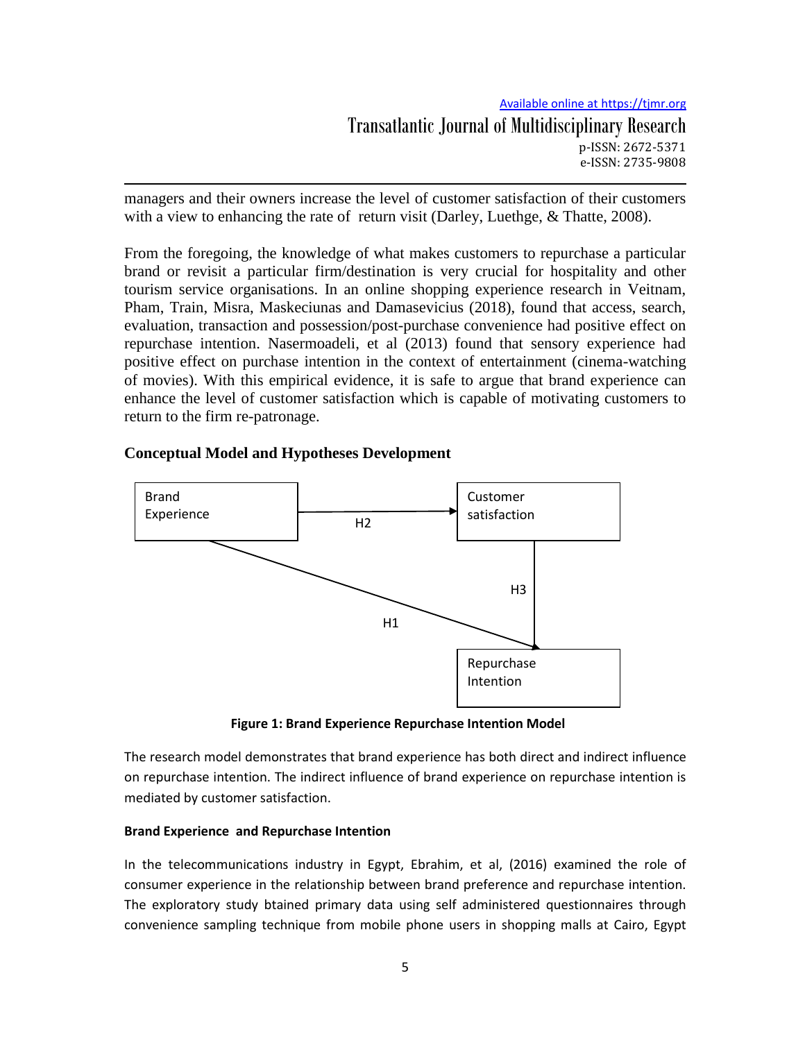managers and their owners increase the level of customer satisfaction of their customers with a view to enhancing the rate of return visit (Darley, Luethge, & Thatte, 2008).

From the foregoing, the knowledge of what makes customers to repurchase a particular brand or revisit a particular firm/destination is very crucial for hospitality and other tourism service organisations. In an online shopping experience research in Veitnam, Pham, Train, Misra, Maskeciunas and Damasevicius (2018), found that access, search, evaluation, transaction and possession/post-purchase convenience had positive effect on repurchase intention. Nasermoadeli, et al (2013) found that sensory experience had positive effect on purchase intention in the context of entertainment (cinema-watching of movies). With this empirical evidence, it is safe to argue that brand experience can enhance the level of customer satisfaction which is capable of motivating customers to return to the firm re-patronage.

## Conceptual Model and Hypotheses Development

Brand Experience → (H2) → Customer satisfaction

Brand Experience → (H1) → Repurchase Intention

Customer satisfaction → (H3) → Repurchase Intention

**Figure 1: Brand Experience Repurchase Intention Model**

The research model demonstrates that brand experience has both direct and indirect influence on repurchase intention. The indirect influence of brand experience on repurchase intention is mediated by customer satisfaction.

### Brand Experience and Repurchase Intention

In the telecommunications industry in Egypt, Ebrahim, et al, (2016) examined the role of consumer experience in the relationship between brand preference and repurchase intention. The exploratory study btained primary data using self administered questionnaires through convenience sampling technique from mobile phone users in shopping malls at Cairo, Egypt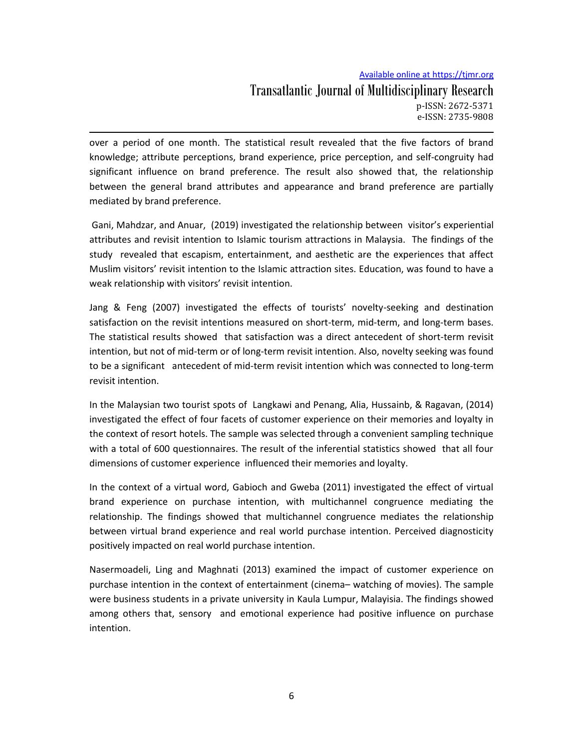over a period of one month. The statistical result revealed that the five factors of brand knowledge; attribute perceptions, brand experience, price perception, and self-congruity had significant influence on brand preference. The result also showed that, the relationship between the general brand attributes and appearance and brand preference are partially mediated by brand preference.

Gani, Mahdzar, and Anuar, (2019) investigated the relationship between visitor's experiential attributes and revisit intention to Islamic tourism attractions in Malaysia. The findings of the study revealed that escapism, entertainment, and aesthetic are the experiences that affect Muslim visitors' revisit intention to the Islamic attraction sites. Education, was found to have a weak relationship with visitors' revisit intention.

Jang & Feng (2007) investigated the effects of tourists' novelty-seeking and destination satisfaction on the revisit intentions measured on short-term, mid-term, and long-term bases. The statistical results showed that satisfaction was a direct antecedent of short-term revisit intention, but not of mid-term or of long-term revisit intention. Also, novelty seeking was found to be a significant antecedent of mid-term revisit intention which was connected to long-term revisit intention.

In the Malaysian two tourist spots of Langkawi and Penang, Alia, Hussainb, & Ragavan, (2014) investigated the effect of four facets of customer experience on their memories and loyalty in the context of resort hotels. The sample was selected through a convenient sampling technique with a total of 600 questionnaires. The result of the inferential statistics showed that all four dimensions of customer experience influenced their memories and loyalty.

In the context of a virtual word, Gabioch and Gweba (2011) investigated the effect of virtual brand experience on purchase intention, with multichannel congruence mediating the relationship. The findings showed that multichannel congruence mediates the relationship between virtual brand experience and real world purchase intention. Perceived diagnosticity positively impacted on real world purchase intention.

Nasermoadeli, Ling and Maghnati (2013) examined the impact of customer experience on purchase intention in the context of entertainment (cinema– watching of movies). The sample were business students in a private university in Kaula Lumpur, Malayisia. The findings showed among others that, sensory and emotional experience had positive influence on purchase intention.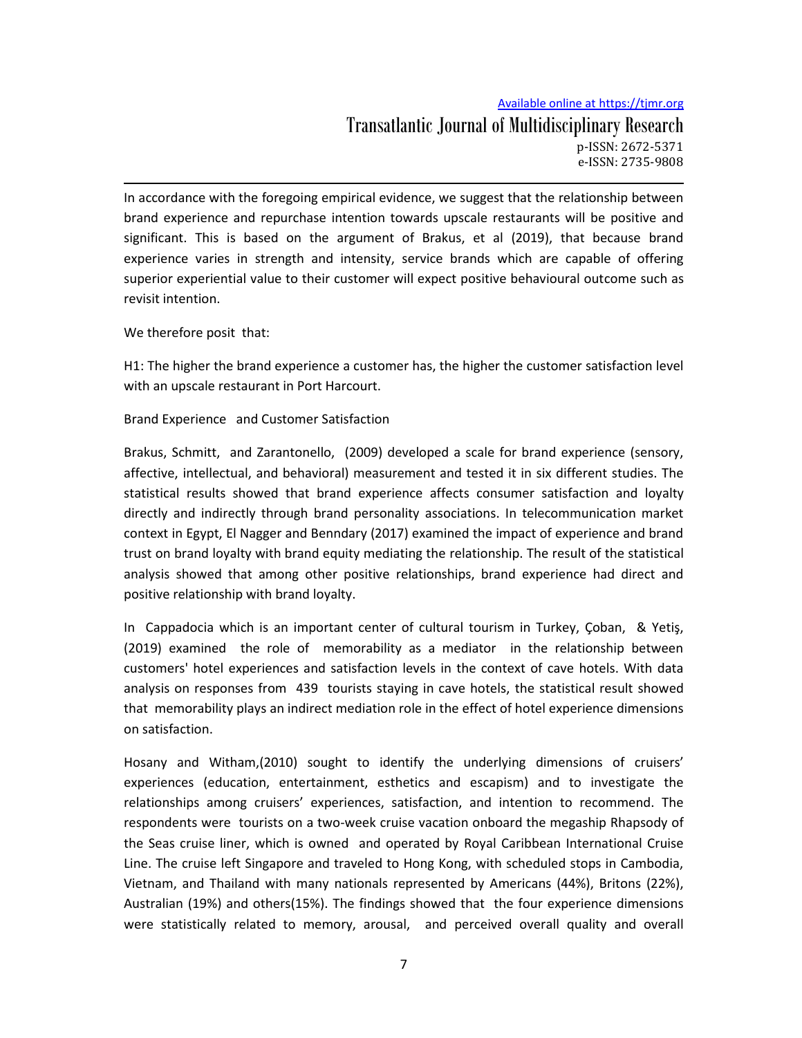In accordance with the foregoing empirical evidence, we suggest that the relationship between brand experience and repurchase intention towards upscale restaurants will be positive and significant. This is based on the argument of Brakus, et al (2019), that because brand experience varies in strength and intensity, service brands which are capable of offering superior experiential value to their customer will expect positive behavioural outcome such as revisit intention.

We therefore posit that:

H1: The higher the brand experience a customer has, the higher the customer satisfaction level with an upscale restaurant in Port Harcourt.

Brand Experience and Customer Satisfaction

Brakus, Schmitt, and Zarantonello, (2009) developed a scale for brand experience (sensory, affective, intellectual, and behavioral) measurement and tested it in six different studies. The statistical results showed that brand experience affects consumer satisfaction and loyalty directly and indirectly through brand personality associations. In telecommunication market context in Egypt, El Nagger and Benndary (2017) examined the impact of experience and brand trust on brand loyalty with brand equity mediating the relationship. The result of the statistical analysis showed that among other positive relationships, brand experience had direct and positive relationship with brand loyalty.

In Cappadocia which is an important center of cultural tourism in Turkey, Çoban, & Yetiş, (2019) examined the role of memorability as a mediator in the relationship between customers' hotel experiences and satisfaction levels in the context of cave hotels. With data analysis on responses from 439 tourists staying in cave hotels, the statistical result showed that memorability plays an indirect mediation role in the effect of hotel experience dimensions on satisfaction.

Hosany and Witham,(2010) sought to identify the underlying dimensions of cruisers' experiences (education, entertainment, esthetics and escapism) and to investigate the relationships among cruisers' experiences, satisfaction, and intention to recommend. The respondents were tourists on a two-week cruise vacation onboard the megaship Rhapsody of the Seas cruise liner, which is owned and operated by Royal Caribbean International Cruise Line. The cruise left Singapore and traveled to Hong Kong, with scheduled stops in Cambodia, Vietnam, and Thailand with many nationals represented by Americans (44%), Britons (22%), Australian (19%) and others(15%). The findings showed that the four experience dimensions were statistically related to memory, arousal, and perceived overall quality and overall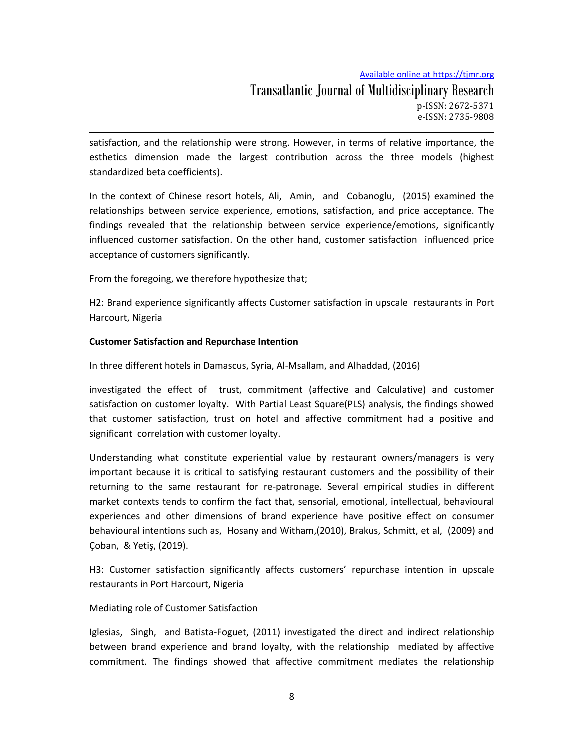satisfaction, and the relationship were strong. However, in terms of relative importance, the esthetics dimension made the largest contribution across the three models (highest standardized beta coefficients).

In the context of Chinese resort hotels, Ali, Amin, and Cobanoglu, (2015) examined the relationships between service experience, emotions, satisfaction, and price acceptance. The findings revealed that the relationship between service experience/emotions, significantly influenced customer satisfaction. On the other hand, customer satisfaction influenced price acceptance of customers significantly.

From the foregoing, we therefore hypothesize that;

H2: Brand experience significantly affects Customer satisfaction in upscale restaurants in Port Harcourt, Nigeria

**Customer Satisfaction and Repurchase Intention**

In three different hotels in Damascus, Syria, Al-Msallam, and Alhaddad, (2016)

investigated the effect of trust, commitment (affective and Calculative) and customer satisfaction on customer loyalty. With Partial Least Square(PLS) analysis, the findings showed that customer satisfaction, trust on hotel and affective commitment had a positive and significant correlation with customer loyalty.

Understanding what constitute experiential value by restaurant owners/managers is very important because it is critical to satisfying restaurant customers and the possibility of their returning to the same restaurant for re-patronage. Several empirical studies in different market contexts tends to confirm the fact that, sensorial, emotional, intellectual, behavioural experiences and other dimensions of brand experience have positive effect on consumer behavioural intentions such as, Hosany and Witham,(2010), Brakus, Schmitt, et al, (2009) and Çoban, & Yetiş, (2019).

H3: Customer satisfaction significantly affects customers' repurchase intention in upscale restaurants in Port Harcourt, Nigeria

Mediating role of Customer Satisfaction

Iglesias, Singh, and Batista-Foguet, (2011) investigated the direct and indirect relationship between brand experience and brand loyalty, with the relationship mediated by affective commitment. The findings showed that affective commitment mediates the relationship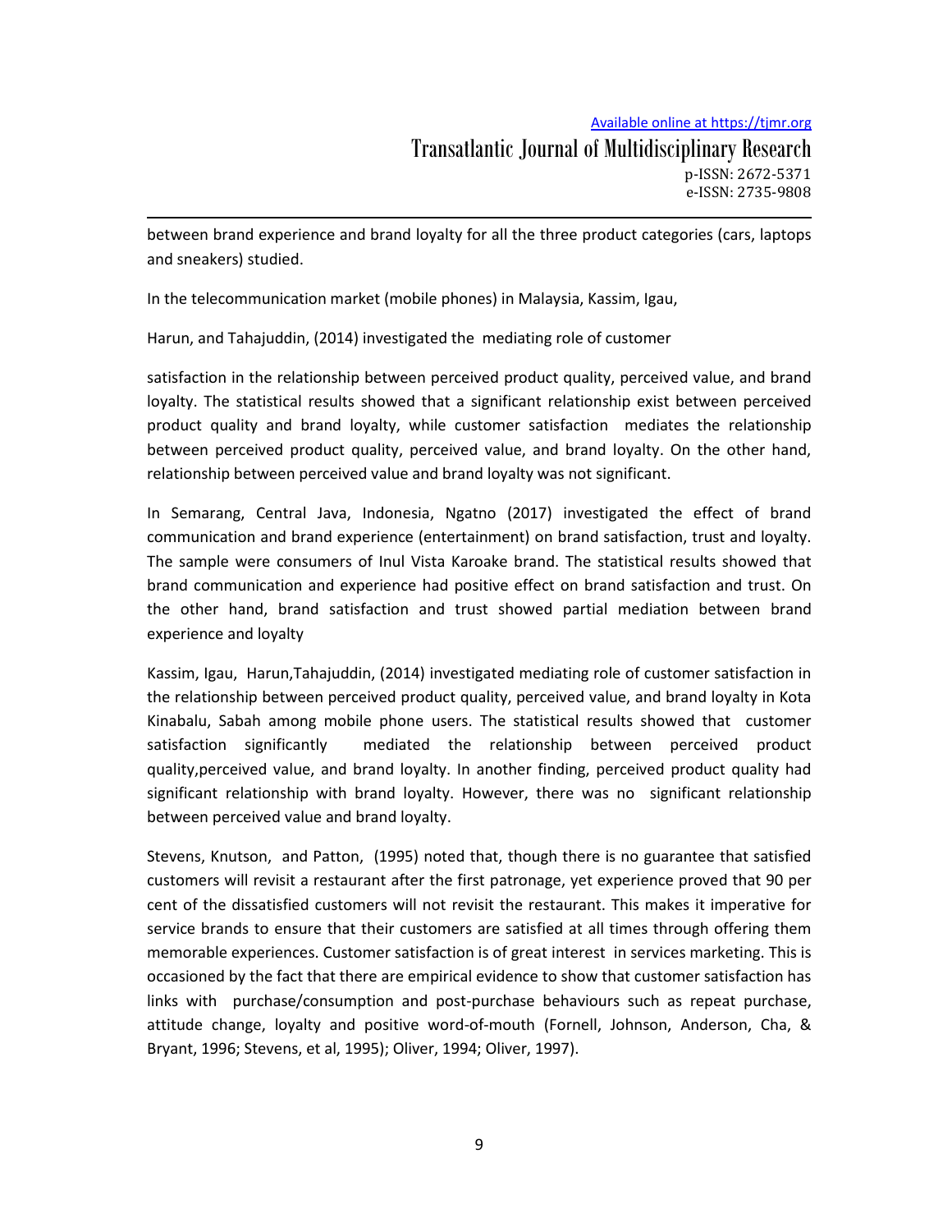between brand experience and brand loyalty for all the three product categories (cars, laptops and sneakers) studied.

In the telecommunication market (mobile phones) in Malaysia, Kassim, Igau,

Harun, and Tahajuddin, (2014) investigated the mediating role of customer

satisfaction in the relationship between perceived product quality, perceived value, and brand loyalty. The statistical results showed that a significant relationship exist between perceived product quality and brand loyalty, while customer satisfaction mediates the relationship between perceived product quality, perceived value, and brand loyalty. On the other hand, relationship between perceived value and brand loyalty was not significant.

In Semarang, Central Java, Indonesia, Ngatno (2017) investigated the effect of brand communication and brand experience (entertainment) on brand satisfaction, trust and loyalty. The sample were consumers of Inul Vista Karoake brand. The statistical results showed that brand communication and experience had positive effect on brand satisfaction and trust. On the other hand, brand satisfaction and trust showed partial mediation between brand experience and loyalty

Kassim, Igau, Harun,Tahajuddin, (2014) investigated mediating role of customer satisfaction in the relationship between perceived product quality, perceived value, and brand loyalty in Kota Kinabalu, Sabah among mobile phone users. The statistical results showed that customer satisfaction significantly mediated the relationship between perceived product quality,perceived value, and brand loyalty. In another finding, perceived product quality had significant relationship with brand loyalty. However, there was no significant relationship between perceived value and brand loyalty.

Stevens, Knutson, and Patton, (1995) noted that, though there is no guarantee that satisfied customers will revisit a restaurant after the first patronage, yet experience proved that 90 per cent of the dissatisfied customers will not revisit the restaurant. This makes it imperative for service brands to ensure that their customers are satisfied at all times through offering them memorable experiences. Customer satisfaction is of great interest in services marketing. This is occasioned by the fact that there are empirical evidence to show that customer satisfaction has links with purchase/consumption and post-purchase behaviours such as repeat purchase, attitude change, loyalty and positive word-of-mouth (Fornell, Johnson, Anderson, Cha, & Bryant, 1996; Stevens, et al, 1995); Oliver, 1994; Oliver, 1997).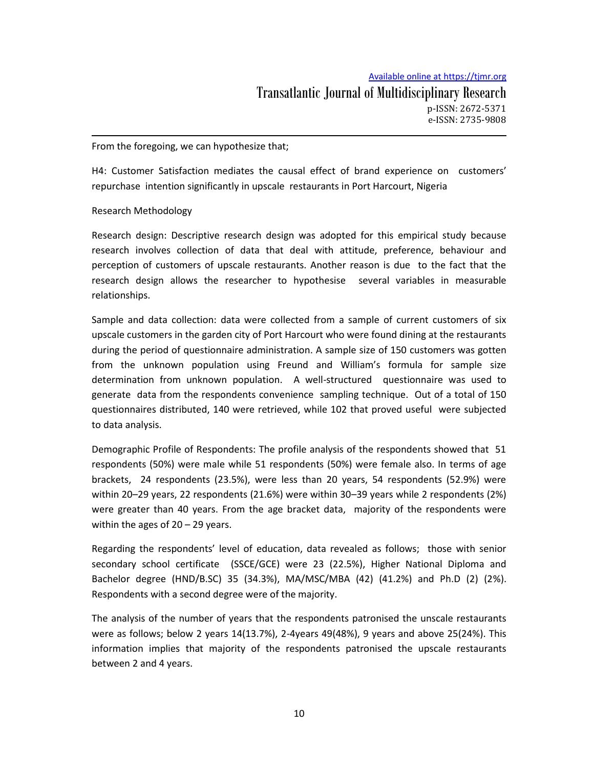From the foregoing, we can hypothesize that;

H4: Customer Satisfaction mediates the causal effect of brand experience on customers' repurchase intention significantly in upscale restaurants in Port Harcourt, Nigeria

## Research Methodology

Research design: Descriptive research design was adopted for this empirical study because research involves collection of data that deal with attitude, preference, behaviour and perception of customers of upscale restaurants. Another reason is due to the fact that the research design allows the researcher to hypothesise several variables in measurable relationships.

Sample and data collection: data were collected from a sample of current customers of six upscale customers in the garden city of Port Harcourt who were found dining at the restaurants during the period of questionnaire administration. A sample size of 150 customers was gotten from the unknown population using Freund and William's formula for sample size determination from unknown population. A well-structured questionnaire was used to generate data from the respondents convenience sampling technique. Out of a total of 150 questionnaires distributed, 140 were retrieved, while 102 that proved useful were subjected to data analysis.

Demographic Profile of Respondents: The profile analysis of the respondents showed that 51 respondents (50%) were male while 51 respondents (50%) were female also. In terms of age brackets, 24 respondents (23.5%), were less than 20 years, 54 respondents (52.9%) were within 20–29 years, 22 respondents (21.6%) were within 30–39 years while 2 respondents (2%) were greater than 40 years. From the age bracket data, majority of the respondents were within the ages of 20 – 29 years.

Regarding the respondents' level of education, data revealed as follows; those with senior secondary school certificate (SSCE/GCE) were 23 (22.5%), Higher National Diploma and Bachelor degree (HND/B.SC) 35 (34.3%), MA/MSC/MBA (42) (41.2%) and Ph.D (2) (2%). Respondents with a second degree were of the majority.

The analysis of the number of years that the respondents patronised the unscale restaurants were as follows; below 2 years 14(13.7%), 2-4years 49(48%), 9 years and above 25(24%). This information implies that majority of the respondents patronised the upscale restaurants between 2 and 4 years.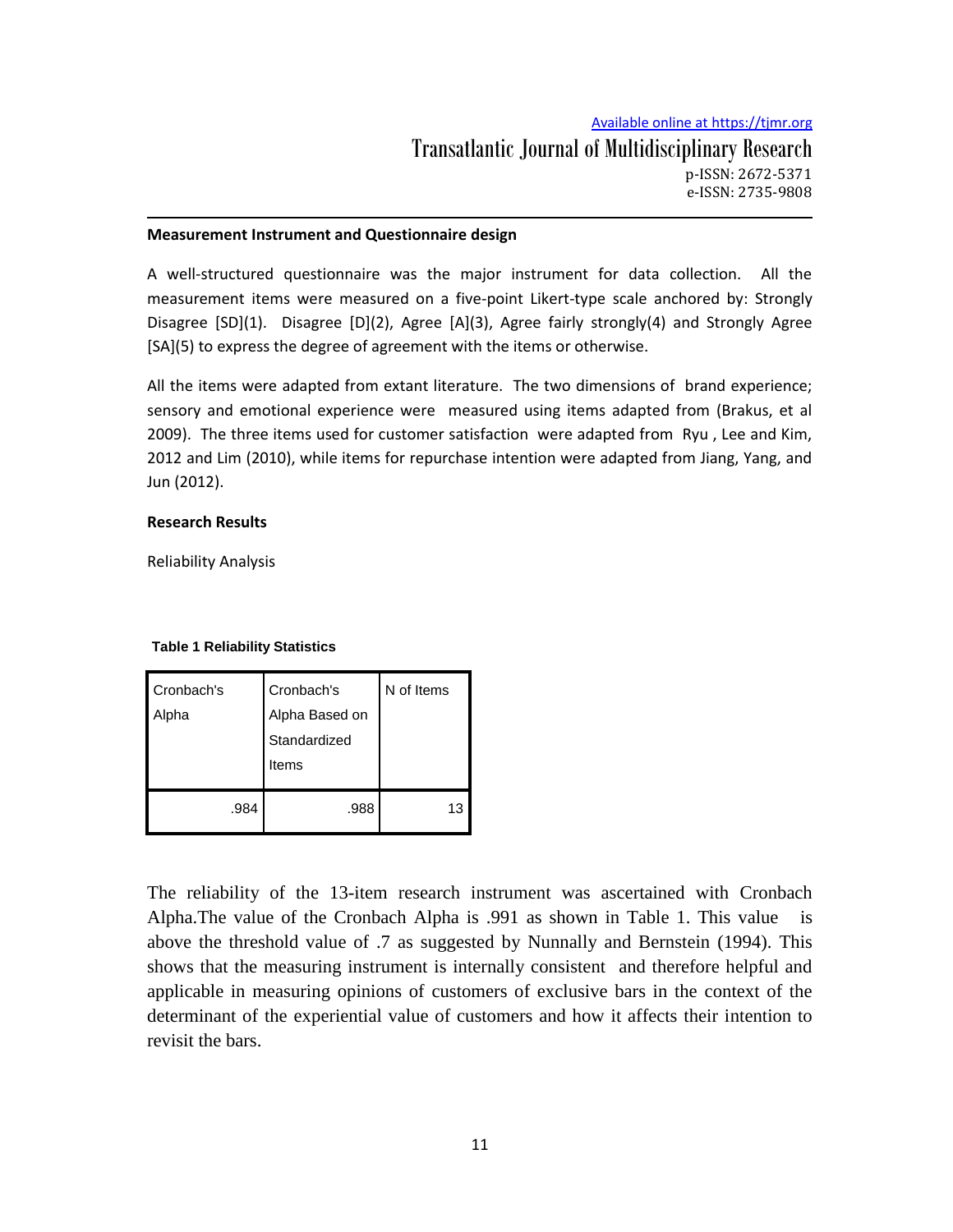### Measurement Instrument and Questionnaire design

A well-structured questionnaire was the major instrument for data collection. All the measurement items were measured on a five-point Likert-type scale anchored by: Strongly Disagree [SD](1). Disagree [D](2), Agree [A](3), Agree fairly strongly(4) and Strongly Agree [SA](5) to express the degree of agreement with the items or otherwise.

All the items were adapted from extant literature. The two dimensions of brand experience; sensory and emotional experience were measured using items adapted from (Brakus, et al 2009). The three items used for customer satisfaction were adapted from Ryu , Lee and Kim, 2012 and Lim (2010), while items for repurchase intention were adapted from Jiang, Yang, and Jun (2012).

### Research Results

Reliability Analysis

**Table 1 Reliability Statistics**

| Cronbach's Alpha | Cronbach's Alpha Based on Standardized Items | N of Items |
|---|---|---|
| .984 | .988 | 13 |

The reliability of the 13-item research instrument was ascertained with Cronbach Alpha.The value of the Cronbach Alpha is .991 as shown in Table 1. This value is above the threshold value of .7 as suggested by Nunnally and Bernstein (1994). This shows that the measuring instrument is internally consistent and therefore helpful and applicable in measuring opinions of customers of exclusive bars in the context of the determinant of the experiential value of customers and how it affects their intention to revisit the bars.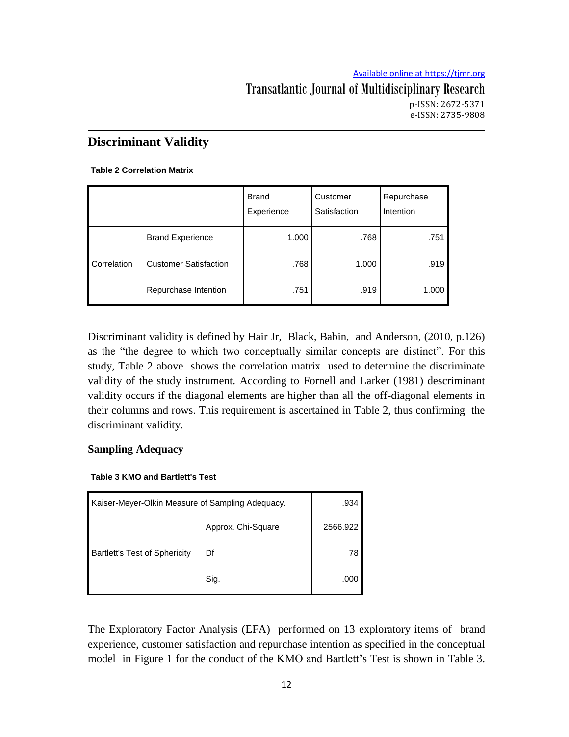## Discriminant Validity

**Table 2 Correlation Matrix**

| | | Brand Experience | Customer Satisfaction | Repurchase Intention |
|---|---|---|---|---|
| Correlation | Brand Experience | 1.000 | .768 | .751 |
| | Customer Satisfaction | .768 | 1.000 | .919 |
| | Repurchase Intention | .751 | .919 | 1.000 |

Discriminant validity is defined by Hair Jr, Black, Babin, and Anderson, (2010, p.126) as the "the degree to which two conceptually similar concepts are distinct". For this study, Table 2 above shows the correlation matrix used to determine the discriminate validity of the study instrument. According to Fornell and Larker (1981) descriminant validity occurs if the diagonal elements are higher than all the off-diagonal elements in their columns and rows. This requirement is ascertained in Table 2, thus confirming the discriminant validity.

## Sampling Adequacy

**Table 3 KMO and Bartlett's Test**

| Kaiser-Meyer-Olkin Measure of Sampling Adequacy. | | .934 |
|---|---|---|
| Bartlett's Test of Sphericity | Approx. Chi-Square | 2566.922 |
| | Df | 78 |
| | Sig. | .000 |

The Exploratory Factor Analysis (EFA) performed on 13 exploratory items of brand experience, customer satisfaction and repurchase intention as specified in the conceptual model in Figure 1 for the conduct of the KMO and Bartlett's Test is shown in Table 3.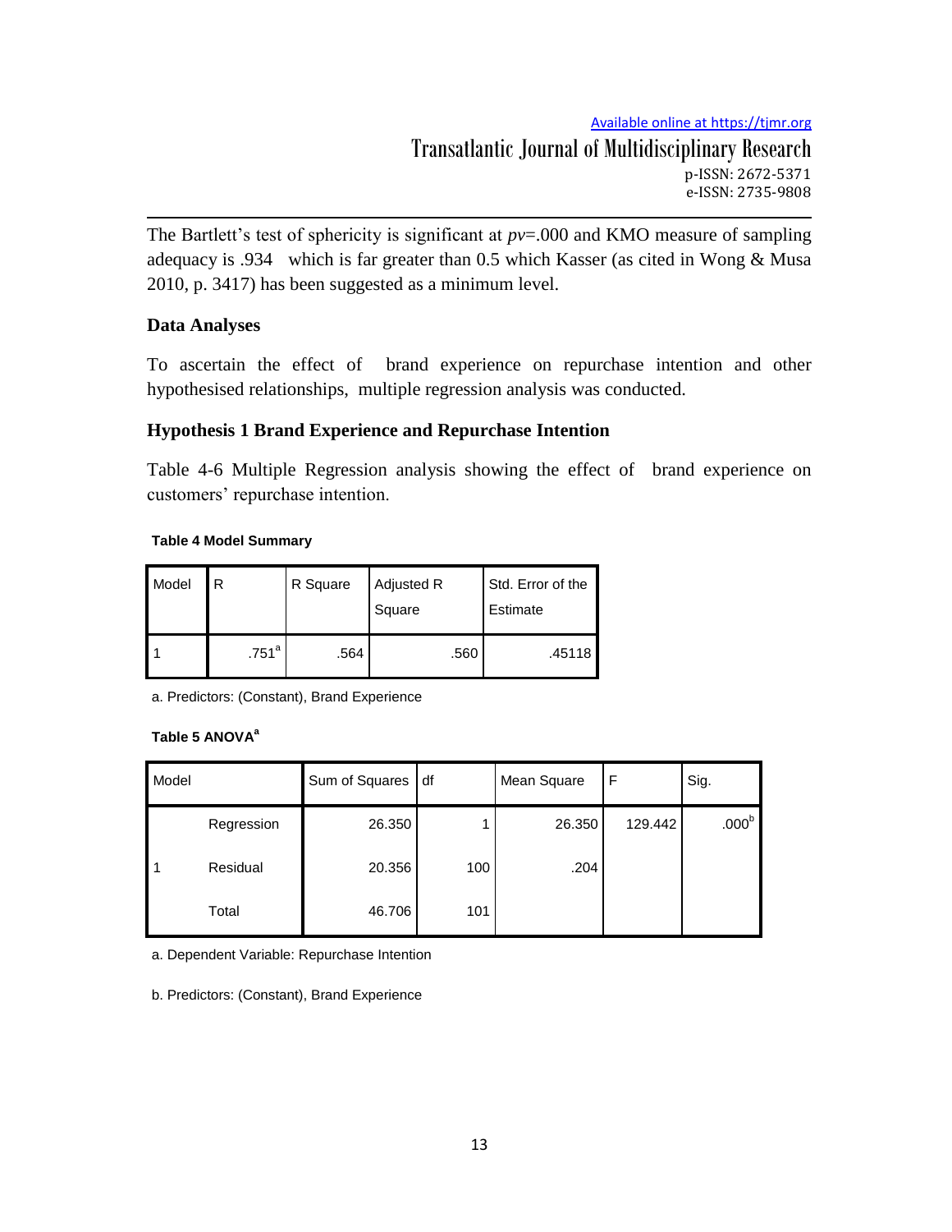The Bartlett's test of sphericity is significant at *pv*=.000 and KMO measure of sampling adequacy is .934 which is far greater than 0.5 which Kasser (as cited in Wong & Musa 2010, p. 3417) has been suggested as a minimum level.

### Data Analyses

To ascertain the effect of brand experience on repurchase intention and other hypothesised relationships, multiple regression analysis was conducted.

### Hypothesis 1 Brand Experience and Repurchase Intention

Table 4-6 Multiple Regression analysis showing the effect of brand experience on customers' repurchase intention.

**Table 4 Model Summary**

| Model | R | R Square | Adjusted R Square | Std. Error of the Estimate |
|---|---|---|---|---|
| 1 | .751[a] | .564 | .560 | .45118 |

a. Predictors: (Constant), Brand Experience

**Table 5 ANOVA[a]**

| Model | | Sum of Squares | df | Mean Square | F | Sig. |
|---|---|---|---|---|---|---|
| 1 | Regression | 26.350 | 1 | 26.350 | 129.442 | .000[b] |
| | Residual | 20.356 | 100 | .204 | | |
| | Total | 46.706 | 101 | | | |

a. Dependent Variable: Repurchase Intention

b. Predictors: (Constant), Brand Experience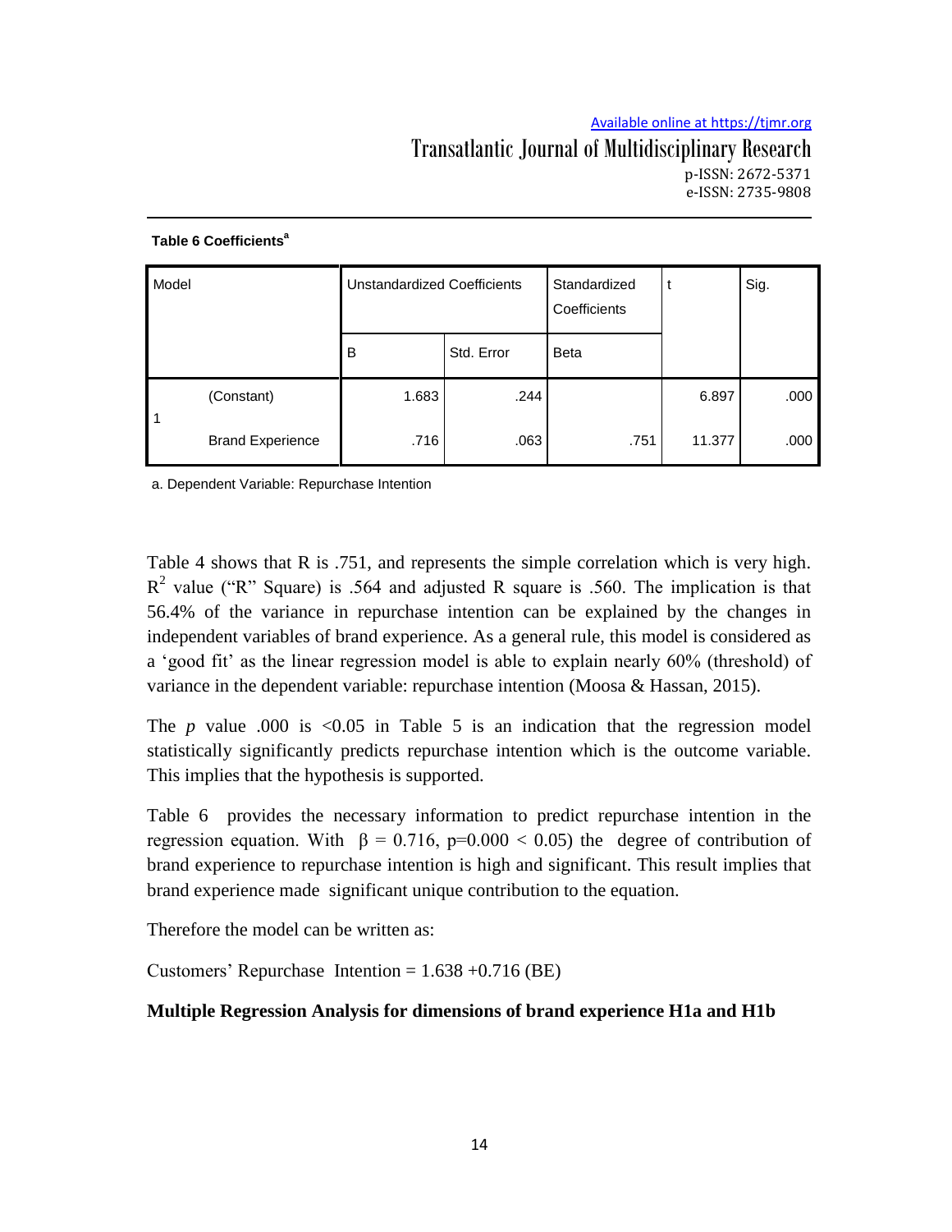**Table 6 Coefficients[a]**

| Model | | Unstandardized Coefficients | | Standardized Coefficients | t | Sig. |
|---|---|---|---|---|---|---|
| | | B | Std. Error | Beta | | |
| 1 | (Constant) | 1.683 | .244 | | 6.897 | .000 |
| | Brand Experience | .716 | .063 | .751 | 11.377 | .000 |

a. Dependent Variable: Repurchase Intention

Table 4 shows that R is .751, and represents the simple correlation which is very high. $R^2$ value ("R" Square) is .564 and adjusted R square is .560. The implication is that 56.4% of the variance in repurchase intention can be explained by the changes in independent variables of brand experience. As a general rule, this model is considered as a 'good fit' as the linear regression model is able to explain nearly 60% (threshold) of variance in the dependent variable: repurchase intention (Moosa & Hassan, 2015).

The *p* value .000 is <0.05 in Table 5 is an indication that the regression model statistically significantly predicts repurchase intention which is the outcome variable. This implies that the hypothesis is supported.

Table 6 provides the necessary information to predict repurchase intention in the regression equation. With $\beta = 0.716$, $p=0.000 < 0.05$) the degree of contribution of brand experience to repurchase intention is high and significant. This result implies that brand experience made significant unique contribution to the equation.

Therefore the model can be written as:

Customers' Repurchase Intention = 1.638 +0.716 (BE)

**Multiple Regression Analysis for dimensions of brand experience H1a and H1b**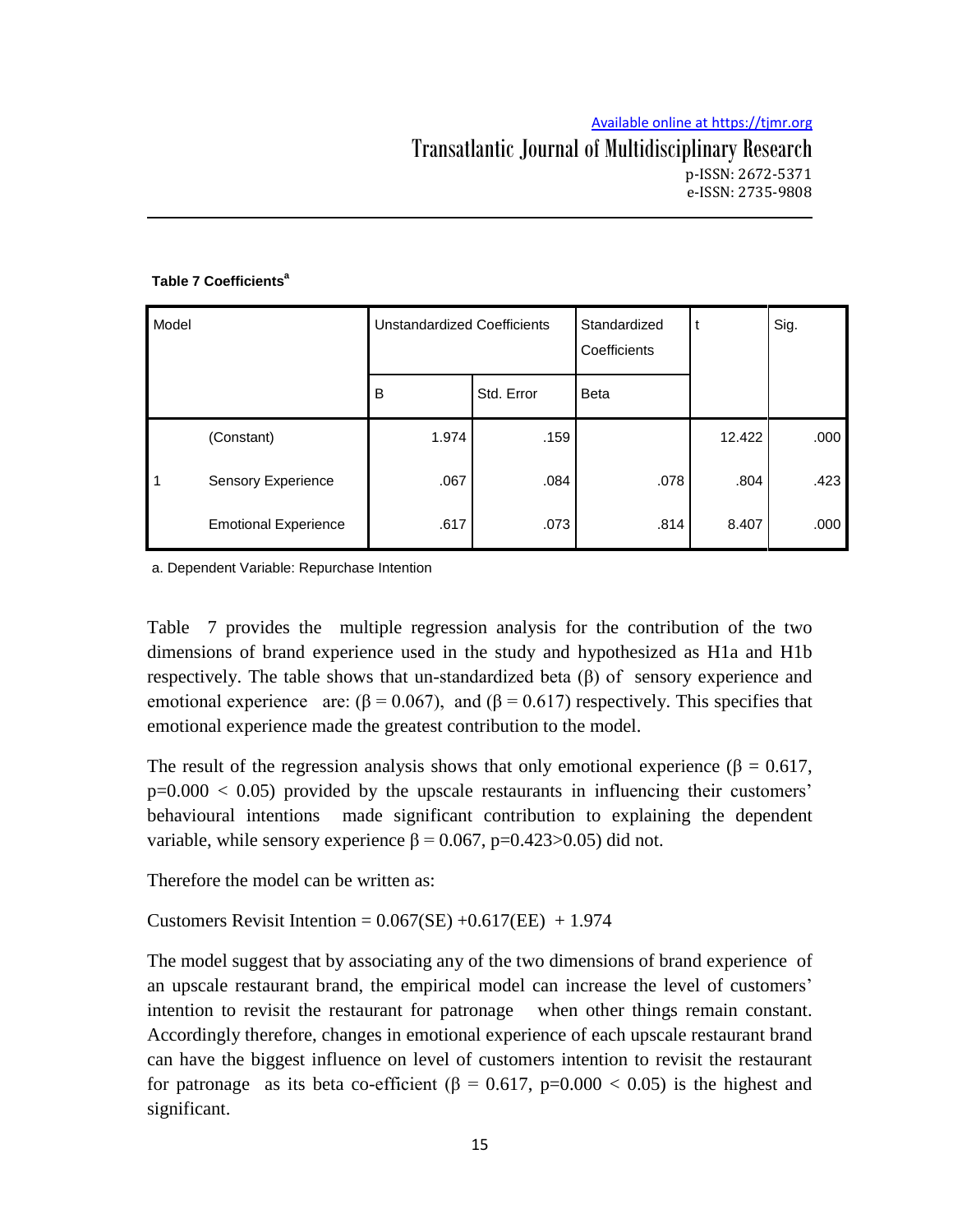**Table 7 Coefficients[a]**

| Model | | Unstandardized Coefficients | | Standardized Coefficients | t | Sig. |
|---|---|---|---|---|---|---|
| | | B | Std. Error | Beta | | |
| 1 | (Constant) | 1.974 | .159 | | 12.422 | .000 |
| | Sensory Experience | .067 | .084 | .078 | .804 | .423 |
| | Emotional Experience | .617 | .073 | .814 | 8.407 | .000 |

a. Dependent Variable: Repurchase Intention

Table 7 provides the multiple regression analysis for the contribution of the two dimensions of brand experience used in the study and hypothesized as H1a and H1b respectively. The table shows that un-standardized beta ($\beta$) of sensory experience and emotional experience are: ($\beta = 0.067$), and ($\beta = 0.617$) respectively. This specifies that emotional experience made the greatest contribution to the model.

The result of the regression analysis shows that only emotional experience ($\beta = 0.617$, $p=0.000 < 0.05$) provided by the upscale restaurants in influencing their customers' behavioural intentions made significant contribution to explaining the dependent variable, while sensory experience $\beta = 0.067$, $p=0.423>0.05$) did not.

Therefore the model can be written as:

Customers Revisit Intention = 0.067(SE) +0.617(EE) + 1.974

The model suggest that by associating any of the two dimensions of brand experience of an upscale restaurant brand, the empirical model can increase the level of customers' intention to revisit the restaurant for patronage when other things remain constant. Accordingly therefore, changes in emotional experience of each upscale restaurant brand can have the biggest influence on level of customers intention to revisit the restaurant for patronage as its beta co-efficient ($\beta = 0.617$, $p=0.000 < 0.05$) is the highest and significant.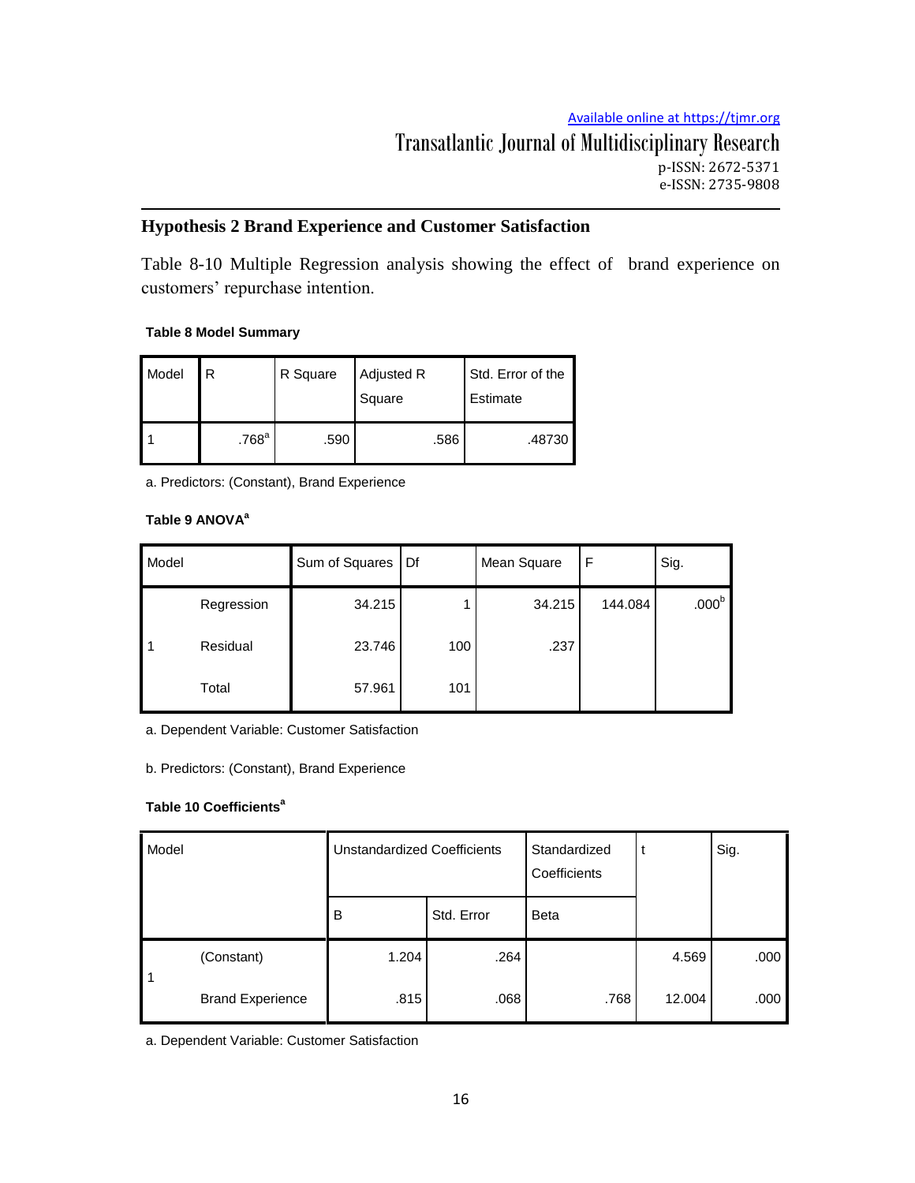### Hypothesis 2 Brand Experience and Customer Satisfaction

Table 8-10 Multiple Regression analysis showing the effect of brand experience on customers' repurchase intention.

**Table 8 Model Summary**

| Model | R | R Square | Adjusted R Square | Std. Error of the Estimate |
|---|---|---|---|---|
| 1 | .768[a] | .590 | .586 | .48730 |

a. Predictors: (Constant), Brand Experience

**Table 9 ANOVA[a]**

| Model | | Sum of Squares | Df | Mean Square | F | Sig. |
|---|---|---|---|---|---|---|
| 1 | Regression | 34.215 | 1 | 34.215 | 144.084 | .000[b] |
| | Residual | 23.746 | 100 | .237 | | |
| | Total | 57.961 | 101 | | | |

a. Dependent Variable: Customer Satisfaction

b. Predictors: (Constant), Brand Experience

**Table 10 Coefficients[a]**

| Model | | Unstandardized Coefficients | | Standardized Coefficients | t | Sig. |
|---|---|---|---|---|---|---|
| | | B | Std. Error | Beta | | |
| 1 | (Constant) | 1.204 | .264 | | 4.569 | .000 |
| | Brand Experience | .815 | .068 | .768 | 12.004 | .000 |

a. Dependent Variable: Customer Satisfaction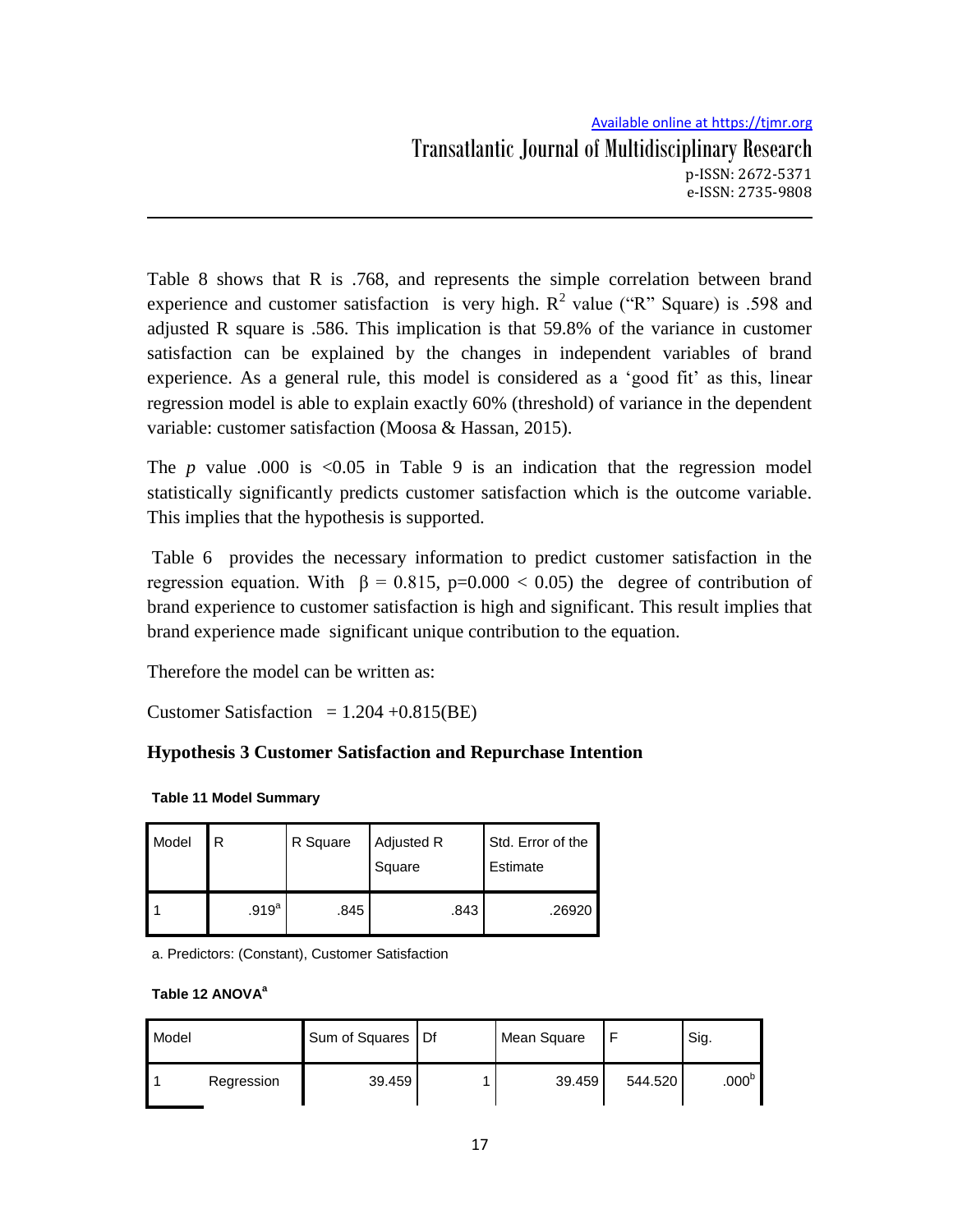Table 8 shows that R is .768, and represents the simple correlation between brand experience and customer satisfaction is very high. $R^2$ value ("R" Square) is .598 and adjusted R square is .586. This implication is that 59.8% of the variance in customer satisfaction can be explained by the changes in independent variables of brand experience. As a general rule, this model is considered as a 'good fit' as this, linear regression model is able to explain exactly 60% (threshold) of variance in the dependent variable: customer satisfaction (Moosa & Hassan, 2015).

The *p* value .000 is <0.05 in Table 9 is an indication that the regression model statistically significantly predicts customer satisfaction which is the outcome variable. This implies that the hypothesis is supported.

Table 6 provides the necessary information to predict customer satisfaction in the regression equation. With $\beta = 0.815$, $p=0.000 < 0.05$) the degree of contribution of brand experience to customer satisfaction is high and significant. This result implies that brand experience made significant unique contribution to the equation.

Therefore the model can be written as:

Customer Satisfaction = 1.204 +0.815(BE)

### Hypothesis 3 Customer Satisfaction and Repurchase Intention

**Table 11 Model Summary**

| Model | R | R Square | Adjusted R Square | Std. Error of the Estimate |
|---|---|---|---|---|
| 1 | .919[a] | .845 | .843 | .26920 |

a. Predictors: (Constant), Customer Satisfaction

**Table 12 ANOVA[a]**

| Model | | Sum of Squares | Df | Mean Square | F | Sig. |
|---|---|---|---|---|---|---|
| 1 | Regression | 39.459 | 1 | 39.459 | 544.520 | .000[b] |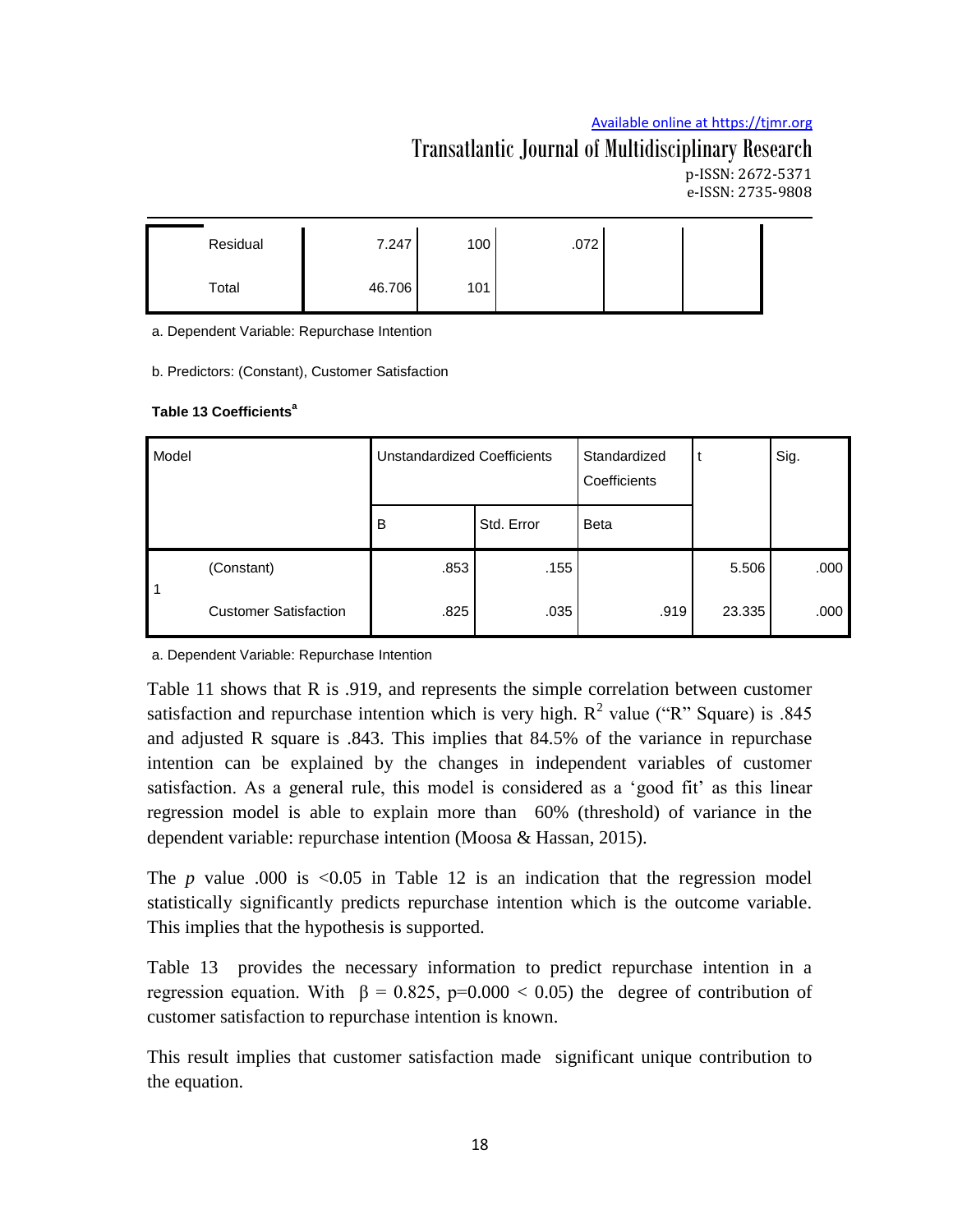| | | | | | |
|---|---|---|---|---|---|
| Residual | 7.247 | 100 | .072 | | |
| Total | 46.706 | 101 | | | |

a. Dependent Variable: Repurchase Intention

b. Predictors: (Constant), Customer Satisfaction

**Table 13 Coefficients[a]**

| Model | | Unstandardized Coefficients | | Standardized Coefficients | t | Sig. |
|---|---|---|---|---|---|---|
| | | B | Std. Error | Beta | | |
| 1 | (Constant) | .853 | .155 | | 5.506 | .000 |
| | Customer Satisfaction | .825 | .035 | .919 | 23.335 | .000 |

a. Dependent Variable: Repurchase Intention

Table 11 shows that R is .919, and represents the simple correlation between customer satisfaction and repurchase intention which is very high. $R^2$ value ("R" Square) is .845 and adjusted R square is .843. This implies that 84.5% of the variance in repurchase intention can be explained by the changes in independent variables of customer satisfaction. As a general rule, this model is considered as a 'good fit' as this linear regression model is able to explain more than 60% (threshold) of variance in the dependent variable: repurchase intention (Moosa & Hassan, 2015).

The *p* value .000 is <0.05 in Table 12 is an indication that the regression model statistically significantly predicts repurchase intention which is the outcome variable. This implies that the hypothesis is supported.

Table 13 provides the necessary information to predict repurchase intention in a regression equation. With $\beta = 0.825$, $p=0.000 < 0.05$) the degree of contribution of customer satisfaction to repurchase intention is known.

This result implies that customer satisfaction made significant unique contribution to the equation.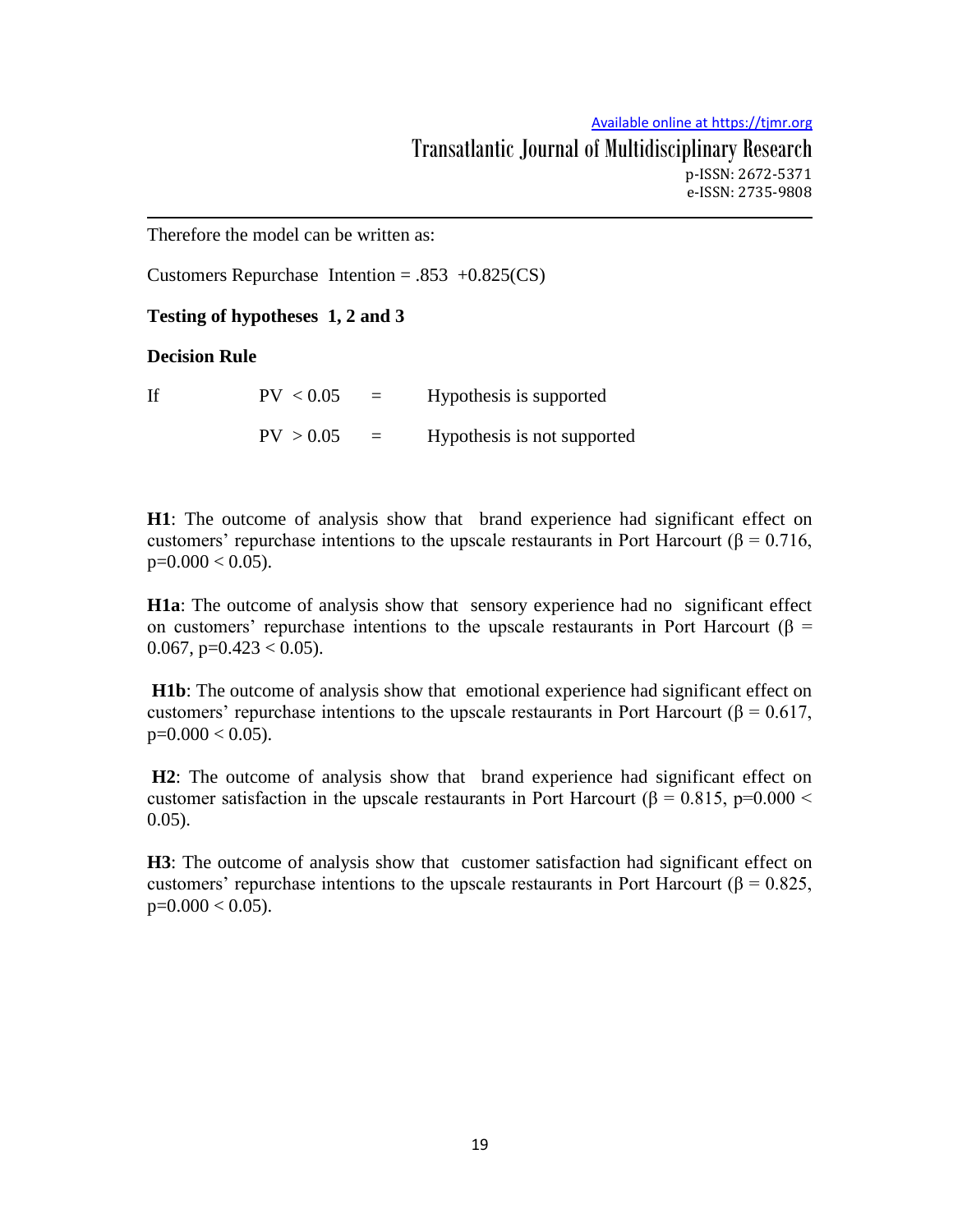Therefore the model can be written as:

Customers Repurchase Intention = .853 +0.825(CS)

**Testing of hypotheses 1, 2 and 3**

**Decision Rule**

If PV < 0.05 = Hypothesis is supported

PV > 0.05 = Hypothesis is not supported

**H1**: The outcome of analysis show that brand experience had significant effect on customers' repurchase intentions to the upscale restaurants in Port Harcourt ($\beta = 0.716$, $p=0.000 < 0.05$).

**H1a**: The outcome of analysis show that sensory experience had no significant effect on customers' repurchase intentions to the upscale restaurants in Port Harcourt ($\beta = 0.067$, $p=0.423 < 0.05$).

**H1b**: The outcome of analysis show that emotional experience had significant effect on customers' repurchase intentions to the upscale restaurants in Port Harcourt ($\beta = 0.617$, $p=0.000 < 0.05$).

**H2**: The outcome of analysis show that brand experience had significant effect on customer satisfaction in the upscale restaurants in Port Harcourt ($\beta = 0.815$, $p=0.000 < 0.05$).

**H3**: The outcome of analysis show that customer satisfaction had significant effect on customers' repurchase intentions to the upscale restaurants in Port Harcourt ($\beta = 0.825$, $p=0.000 < 0.05$).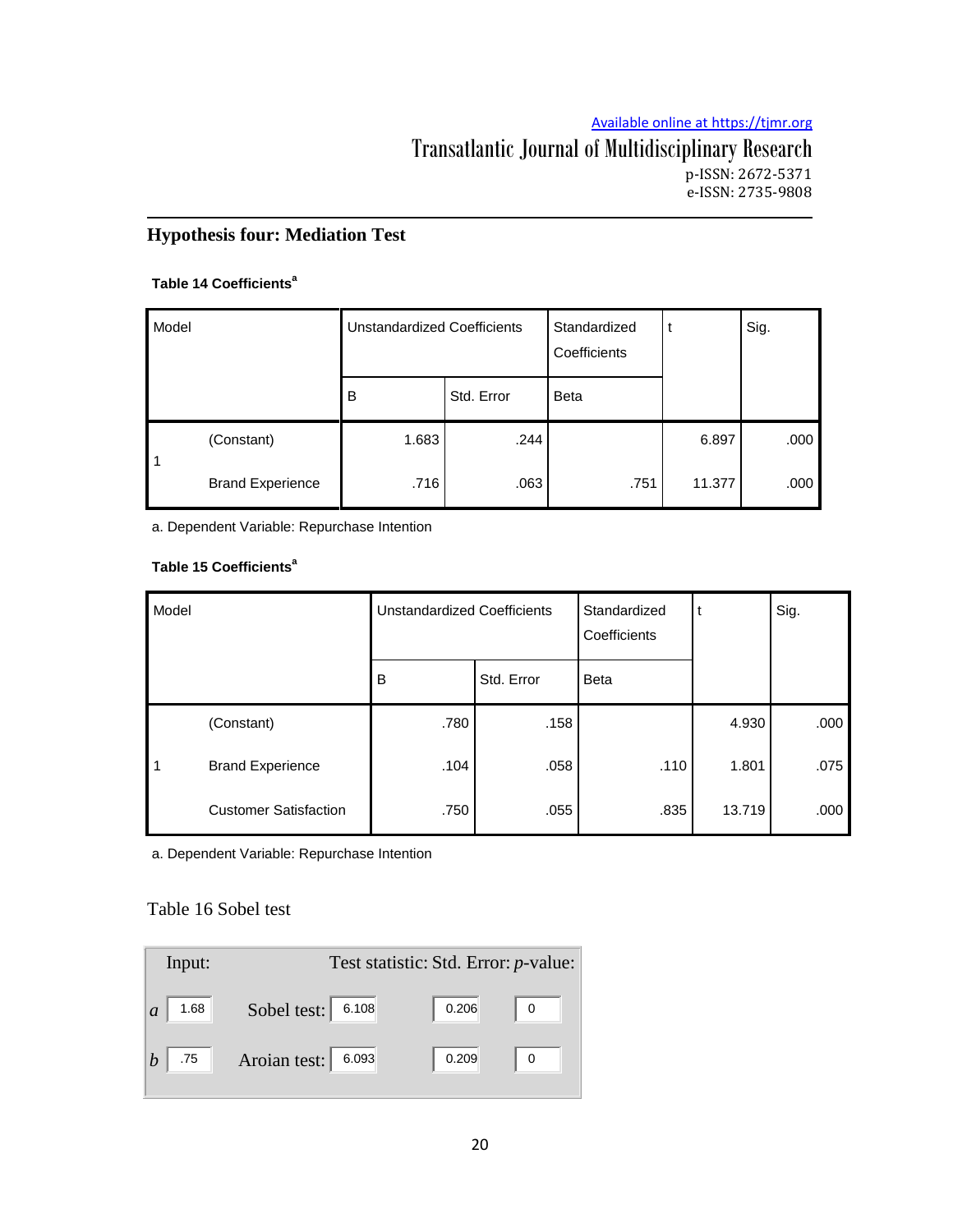### Hypothesis four: Mediation Test

**Table 14 Coefficients[a]**

| Model | | Unstandardized Coefficients | | Standardized Coefficients | t | Sig. |
|---|---|---|---|---|---|---|
| | | B | Std. Error | Beta | | |
| 1 | (Constant) | 1.683 | .244 | | 6.897 | .000 |
| | Brand Experience | .716 | .063 | .751 | 11.377 | .000 |

a. Dependent Variable: Repurchase Intention

**Table 15 Coefficients[a]**

| Model | | Unstandardized Coefficients | | Standardized Coefficients | t | Sig. |
|---|---|---|---|---|---|---|
| | | B | Std. Error | Beta | | |
| 1 | (Constant) | .780 | .158 | | 4.930 | .000 |
| | Brand Experience | .104 | .058 | .110 | 1.801 | .075 |
| | Customer Satisfaction | .750 | .055 | .835 | 13.719 | .000 |

a. Dependent Variable: Repurchase Intention

Table 16 Sobel test

| Input: | | | Test statistic: | Std. Error: | *p*-value: |
|---|---|---|---|---|---|
| *a* | 1.68 | Sobel test: | 6.108 | 0.206 | 0 |
| *b* | .75 | Aroian test: | 6.093 | 0.209 | 0 |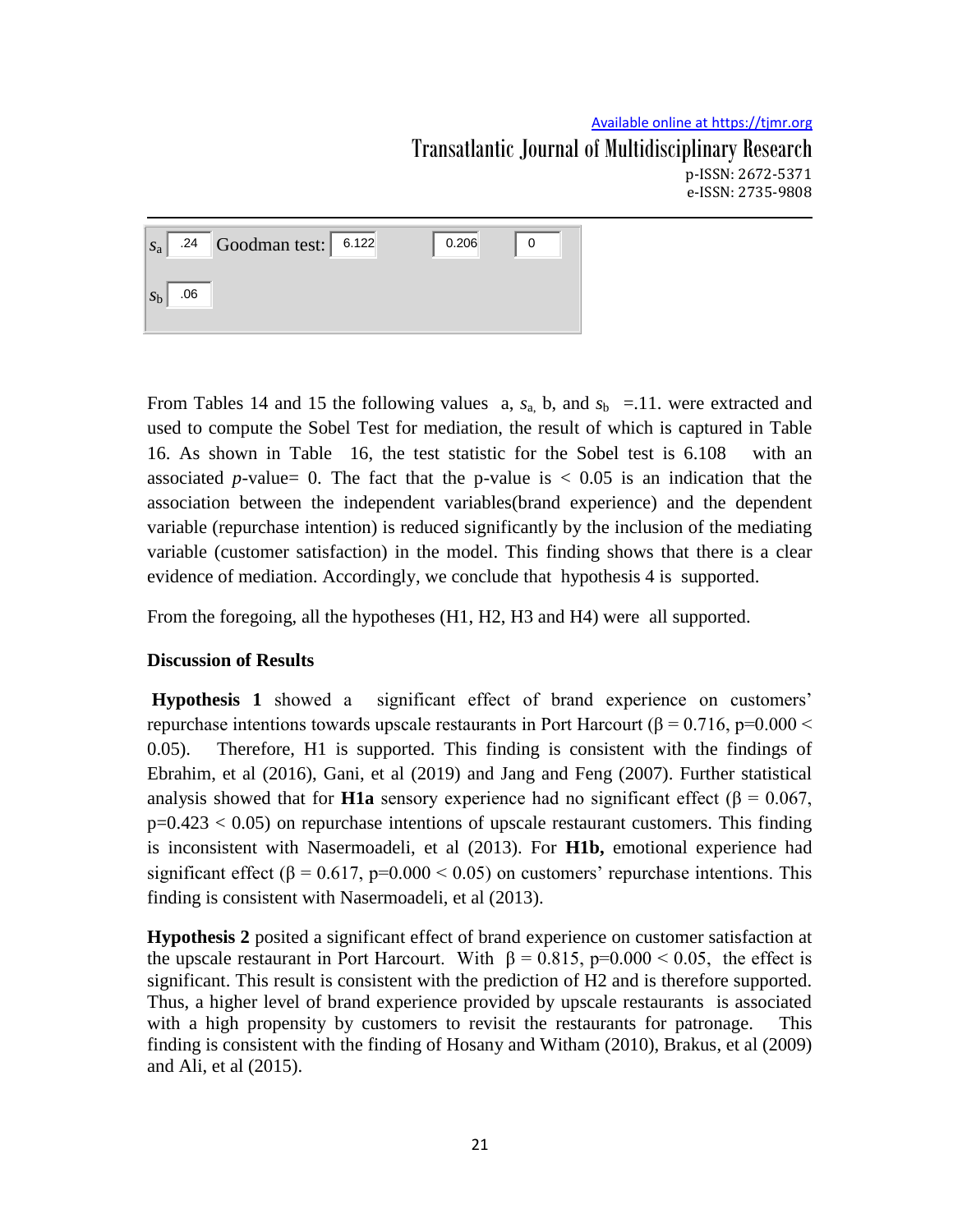| $s_a$ | .24 | Goodman test: | 6.122 | 0.206 | 0 |
|---|---|---|---|---|---|
| $s_b$ | .06 | | | | |

From Tables 14 and 15 the following values a, $s_a$, b, and $s_b$ =.11. were extracted and used to compute the Sobel Test for mediation, the result of which is captured in Table 16. As shown in Table 16, the test statistic for the Sobel test is 6.108 with an associated *p*-value= 0. The fact that the p-value is < 0.05 is an indication that the association between the independent variables(brand experience) and the dependent variable (repurchase intention) is reduced significantly by the inclusion of the mediating variable (customer satisfaction) in the model. This finding shows that there is a clear evidence of mediation. Accordingly, we conclude that hypothesis 4 is supported.

From the foregoing, all the hypotheses (H1, H2, H3 and H4) were all supported.

**Discussion of Results**

**Hypothesis 1** showed a significant effect of brand experience on customers' repurchase intentions towards upscale restaurants in Port Harcourt ($\beta = 0.716$, $p=0.000 < 0.05$). Therefore, H1 is supported. This finding is consistent with the findings of Ebrahim, et al (2016), Gani, et al (2019) and Jang and Feng (2007). Further statistical analysis showed that for **H1a** sensory experience had no significant effect ($\beta = 0.067$, $p=0.423 < 0.05$) on repurchase intentions of upscale restaurant customers. This finding is inconsistent with Nasermoadeli, et al (2013). For **H1b,** emotional experience had significant effect ($\beta = 0.617$, $p=0.000 < 0.05$) on customers' repurchase intentions. This finding is consistent with Nasermoadeli, et al (2013).

**Hypothesis 2** posited a significant effect of brand experience on customer satisfaction at the upscale restaurant in Port Harcourt. With $\beta = 0.815$, $p=0.000 < 0.05$, the effect is significant. This result is consistent with the prediction of H2 and is therefore supported. Thus, a higher level of brand experience provided by upscale restaurants is associated with a high propensity by customers to revisit the restaurants for patronage. This finding is consistent with the finding of Hosany and Witham (2010), Brakus, et al (2009) and Ali, et al (2015).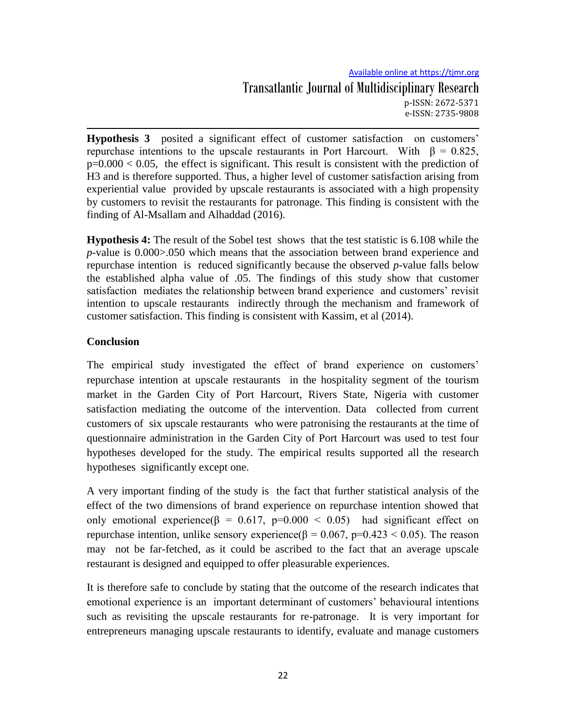**Hypothesis 3** posited a significant effect of customer satisfaction on customers' repurchase intentions to the upscale restaurants in Port Harcourt. With $\beta = 0.825$, $p=0.000 < 0.05$, the effect is significant. This result is consistent with the prediction of H3 and is therefore supported. Thus, a higher level of customer satisfaction arising from experiential value provided by upscale restaurants is associated with a high propensity by customers to revisit the restaurants for patronage. This finding is consistent with the finding of Al-Msallam and Alhaddad (2016).

**Hypothesis 4:** The result of the Sobel test shows that the test statistic is 6.108 while the *p*-value is $0.000>.050$ which means that the association between brand experience and repurchase intention is reduced significantly because the observed *p*-value falls below the established alpha value of .05. The findings of this study show that customer satisfaction mediates the relationship between brand experience and customers' revisit intention to upscale restaurants indirectly through the mechanism and framework of customer satisfaction. This finding is consistent with Kassim, et al (2014).

## Conclusion

The empirical study investigated the effect of brand experience on customers' repurchase intention at upscale restaurants in the hospitality segment of the tourism market in the Garden City of Port Harcourt, Rivers State, Nigeria with customer satisfaction mediating the outcome of the intervention. Data collected from current customers of six upscale restaurants who were patronising the restaurants at the time of questionnaire administration in the Garden City of Port Harcourt was used to test four hypotheses developed for the study. The empirical results supported all the research hypotheses significantly except one.

A very important finding of the study is the fact that further statistical analysis of the effect of the two dimensions of brand experience on repurchase intention showed that only emotional experience($\beta = 0.617$, $p=0.000 < 0.05$) had significant effect on repurchase intention, unlike sensory experience($\beta = 0.067$, $p=0.423 < 0.05$). The reason may not be far-fetched, as it could be ascribed to the fact that an average upscale restaurant is designed and equipped to offer pleasurable experiences.

It is therefore safe to conclude by stating that the outcome of the research indicates that emotional experience is an important determinant of customers' behavioural intentions such as revisiting the upscale restaurants for re-patronage. It is very important for entrepreneurs managing upscale restaurants to identify, evaluate and manage customers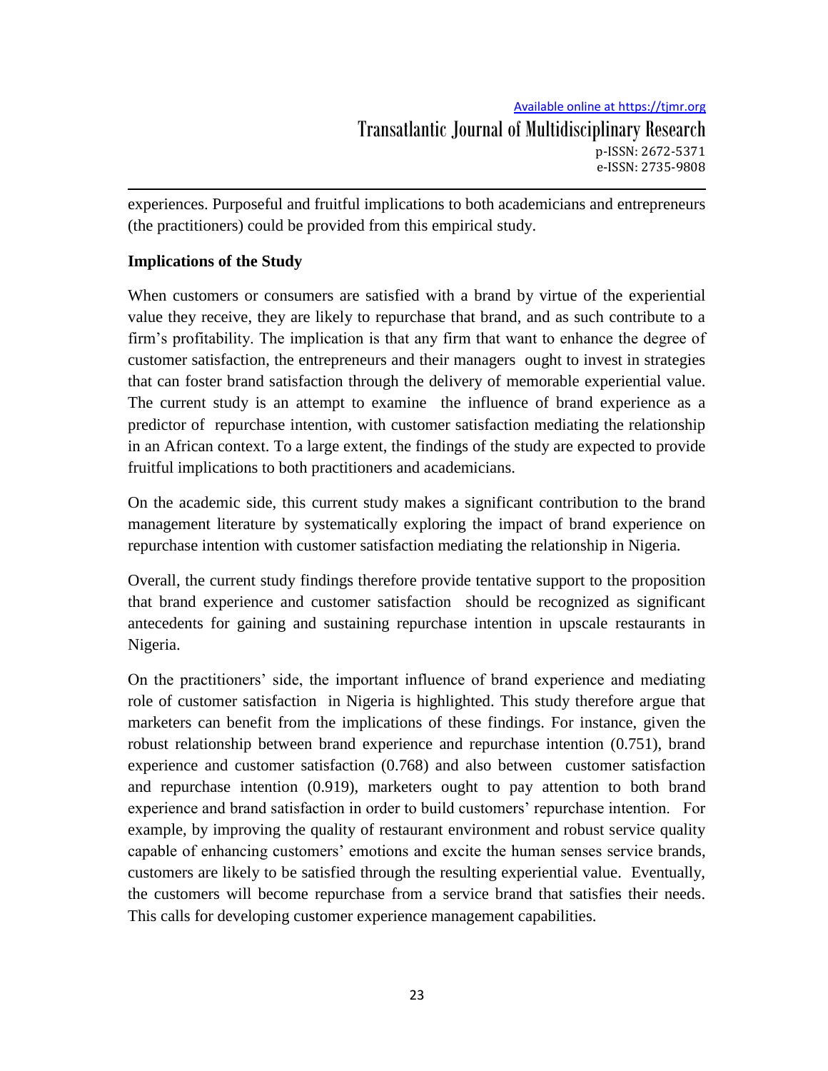experiences. Purposeful and fruitful implications to both academicians and entrepreneurs (the practitioners) could be provided from this empirical study.

**Implications of the Study**

When customers or consumers are satisfied with a brand by virtue of the experiential value they receive, they are likely to repurchase that brand, and as such contribute to a firm's profitability. The implication is that any firm that want to enhance the degree of customer satisfaction, the entrepreneurs and their managers ought to invest in strategies that can foster brand satisfaction through the delivery of memorable experiential value. The current study is an attempt to examine the influence of brand experience as a predictor of repurchase intention, with customer satisfaction mediating the relationship in an African context. To a large extent, the findings of the study are expected to provide fruitful implications to both practitioners and academicians.

On the academic side, this current study makes a significant contribution to the brand management literature by systematically exploring the impact of brand experience on repurchase intention with customer satisfaction mediating the relationship in Nigeria.

Overall, the current study findings therefore provide tentative support to the proposition that brand experience and customer satisfaction should be recognized as significant antecedents for gaining and sustaining repurchase intention in upscale restaurants in Nigeria.

On the practitioners' side, the important influence of brand experience and mediating role of customer satisfaction in Nigeria is highlighted. This study therefore argue that marketers can benefit from the implications of these findings. For instance, given the robust relationship between brand experience and repurchase intention (0.751), brand experience and customer satisfaction (0.768) and also between customer satisfaction and repurchase intention (0.919), marketers ought to pay attention to both brand experience and brand satisfaction in order to build customers' repurchase intention. For example, by improving the quality of restaurant environment and robust service quality capable of enhancing customers' emotions and excite the human senses service brands, customers are likely to be satisfied through the resulting experiential value. Eventually, the customers will become repurchase from a service brand that satisfies their needs. This calls for developing customer experience management capabilities.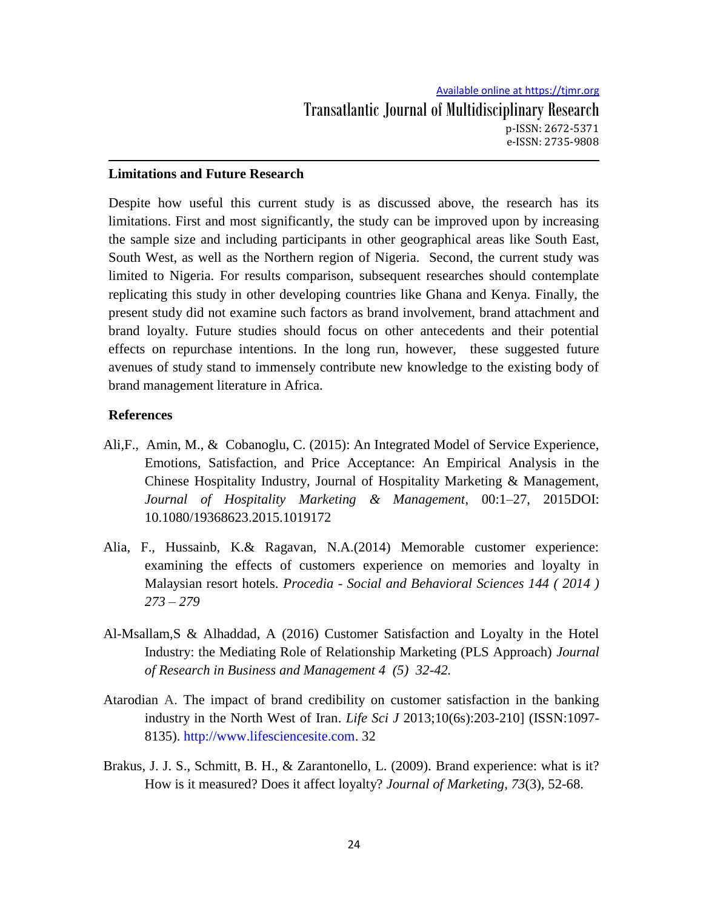## Limitations and Future Research

Despite how useful this current study is as discussed above, the research has its limitations. First and most significantly, the study can be improved upon by increasing the sample size and including participants in other geographical areas like South East, South West, as well as the Northern region of Nigeria. Second, the current study was limited to Nigeria. For results comparison, subsequent researches should contemplate replicating this study in other developing countries like Ghana and Kenya. Finally, the present study did not examine such factors as brand involvement, brand attachment and brand loyalty. Future studies should focus on other antecedents and their potential effects on repurchase intentions. In the long run, however, these suggested future avenues of study stand to immensely contribute new knowledge to the existing body of brand management literature in Africa.

## References

Ali,F., Amin, M., & Cobanoglu, C. (2015): An Integrated Model of Service Experience, Emotions, Satisfaction, and Price Acceptance: An Empirical Analysis in the Chinese Hospitality Industry, Journal of Hospitality Marketing & Management, *Journal of Hospitality Marketing & Management*, 00:1–27, 2015DOI: 10.1080/19368623.2015.1019172

Alia, F., Hussainb, K.& Ragavan, N.A.(2014) Memorable customer experience: examining the effects of customers experience on memories and loyalty in Malaysian resort hotels. *Procedia - Social and Behavioral Sciences 144 ( 2014 ) 273 – 279*

Al-Msallam,S & Alhaddad, A (2016) Customer Satisfaction and Loyalty in the Hotel Industry: the Mediating Role of Relationship Marketing (PLS Approach) *Journal of Research in Business and Management 4 (5) 32-42.*

Atarodian A. The impact of brand credibility on customer satisfaction in the banking industry in the North West of Iran. *Life Sci J* 2013;10(6s):203-210] (ISSN:1097-8135). http://www.lifesciencesite.com. 32

Brakus, J. J. S., Schmitt, B. H., & Zarantonello, L. (2009). Brand experience: what is it? How is it measured? Does it affect loyalty? *Journal of Marketing*, *73*(3), 52-68.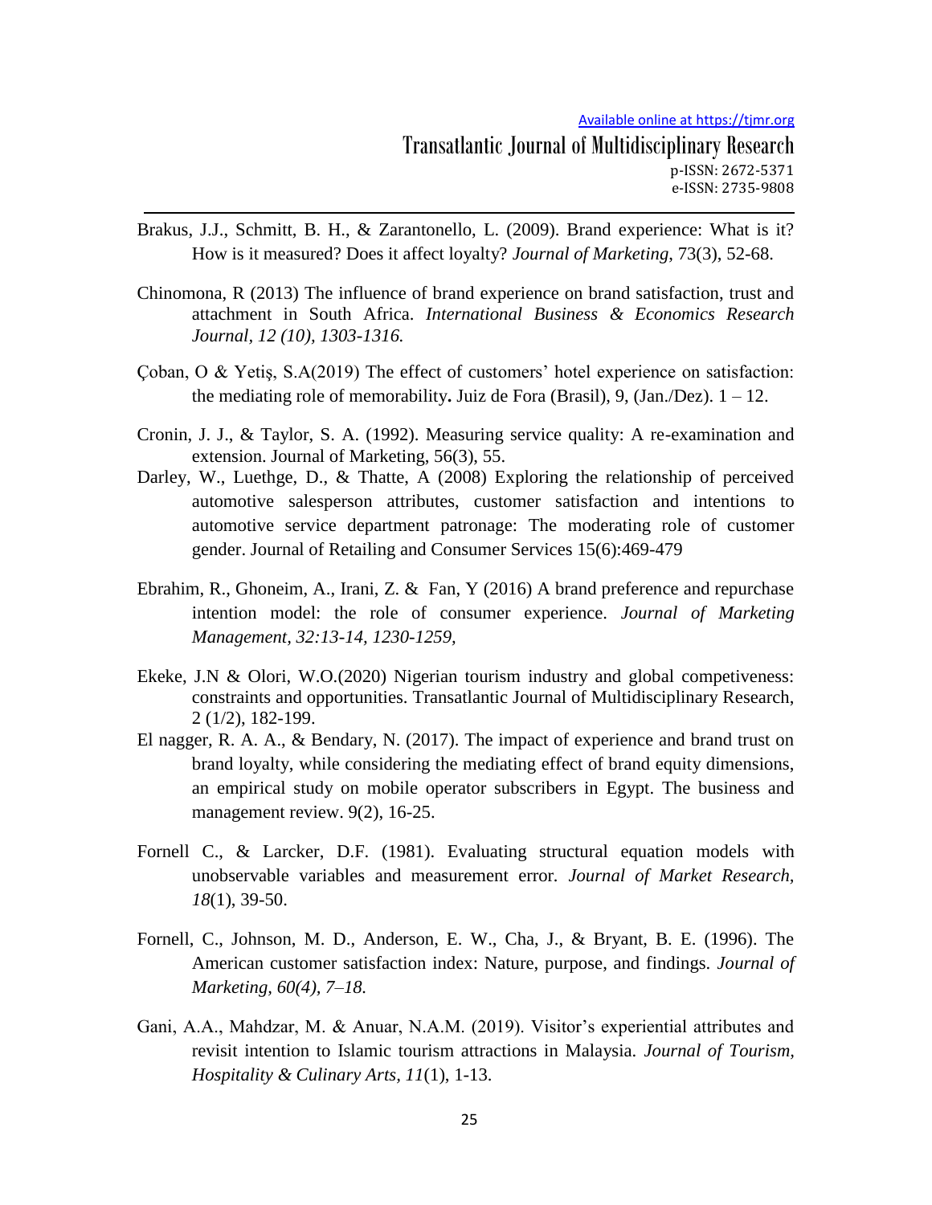Brakus, J.J., Schmitt, B. H., & Zarantonello, L. (2009). Brand experience: What is it? How is it measured? Does it affect loyalty? *Journal of Marketing*, 73(3), 52-68.

Chinomona, R (2013) The influence of brand experience on brand satisfaction, trust and attachment in South Africa. *International Business & Economics Research Journal, 12 (10), 1303-1316.*

Çoban, O & Yetiş, S.A(2019) The effect of customers' hotel experience on satisfaction: the mediating role of memorability**.** Juiz de Fora (Brasil), 9, (Jan./Dez). 1 – 12.

Cronin, J. J., & Taylor, S. A. (1992). Measuring service quality: A re-examination and extension. Journal of Marketing, 56(3), 55.

Darley, W., Luethge, D., & Thatte, A (2008) Exploring the relationship of perceived automotive salesperson attributes, customer satisfaction and intentions to automotive service department patronage: The moderating role of customer gender. Journal of Retailing and Consumer Services 15(6):469-479

Ebrahim, R., Ghoneim, A., Irani, Z. & Fan, Y (2016) A brand preference and repurchase intention model: the role of consumer experience. *Journal of Marketing Management, 32:13-14, 1230-1259,*

Ekeke, J.N & Olori, W.O.(2020) Nigerian tourism industry and global competiveness: constraints and opportunities. Transatlantic Journal of Multidisciplinary Research, 2 (1/2), 182-199.

El nagger, R. A. A., & Bendary, N. (2017). The impact of experience and brand trust on brand loyalty, while considering the mediating effect of brand equity dimensions, an empirical study on mobile operator subscribers in Egypt. The business and management review. 9(2), 16-25.

Fornell C., & Larcker, D.F. (1981). Evaluating structural equation models with unobservable variables and measurement error. *Journal of Market Research, 18*(1), 39-50.

Fornell, C., Johnson, M. D., Anderson, E. W., Cha, J., & Bryant, B. E. (1996). The American customer satisfaction index: Nature, purpose, and findings. *Journal of Marketing, 60(4), 7–18.*

Gani, A.A., Mahdzar, M. & Anuar, N.A.M. (2019). Visitor's experiential attributes and revisit intention to Islamic tourism attractions in Malaysia. *Journal of Tourism, Hospitality & Culinary Arts, 11*(1), 1-13.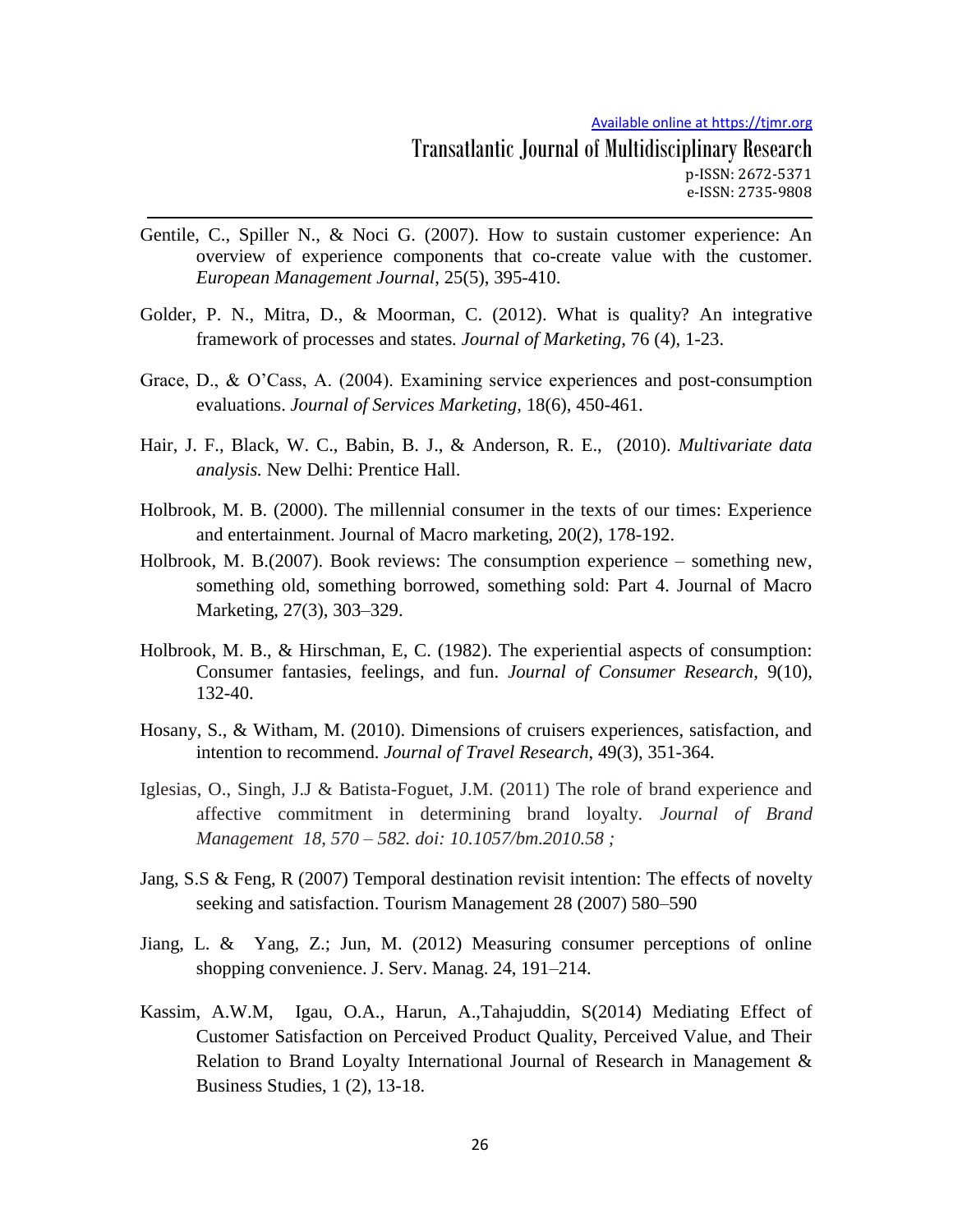Gentile, C., Spiller N., & Noci G. (2007). How to sustain customer experience: An overview of experience components that co-create value with the customer. *European Management Journal*, 25(5), 395-410.

Golder, P. N., Mitra, D., & Moorman, C. (2012). What is quality? An integrative framework of processes and states*. Journal of Marketing,* 76 (4), 1-23.

Grace, D., & O'Cass, A. (2004). Examining service experiences and post-consumption evaluations. *Journal of Services Marketing,* 18(6), 450-461.

Hair, J. F., Black, W. C., Babin, B. J., & Anderson, R. E., (2010). *Multivariate data analysis.* New Delhi: Prentice Hall.

Holbrook, M. B. (2000). The millennial consumer in the texts of our times: Experience and entertainment. Journal of Macro marketing, 20(2), 178-192.

Holbrook, M. B.(2007). Book reviews: The consumption experience – something new, something old, something borrowed, something sold: Part 4. Journal of Macro Marketing, 27(3), 303–329.

Holbrook, M. B., & Hirschman, E, C. (1982). The experiential aspects of consumption: Consumer fantasies, feelings, and fun. *Journal of Consumer Research,* 9(10), 132-40.

Hosany, S., & Witham, M. (2010). Dimensions of cruisers experiences, satisfaction, and intention to recommend. *Journal of Travel Research*, 49(3), 351-364.

Iglesias, O., Singh, J.J & Batista-Foguet, J.M. (2011) The role of brand experience and affective commitment in determining brand loyalty. *Journal of Brand Management 18, 570 – 582. doi: 10.1057/bm.2010.58 ;*

Jang, S.S & Feng, R (2007) Temporal destination revisit intention: The effects of novelty seeking and satisfaction. Tourism Management 28 (2007) 580–590

Jiang, L. & Yang, Z.; Jun, M. (2012) Measuring consumer perceptions of online shopping convenience. J. Serv. Manag. 24, 191–214.

Kassim, A.W.M, Igau, O.A., Harun, A.,Tahajuddin, S(2014) Mediating Effect of Customer Satisfaction on Perceived Product Quality, Perceived Value, and Their Relation to Brand Loyalty International Journal of Research in Management & Business Studies, 1 (2), 13-18.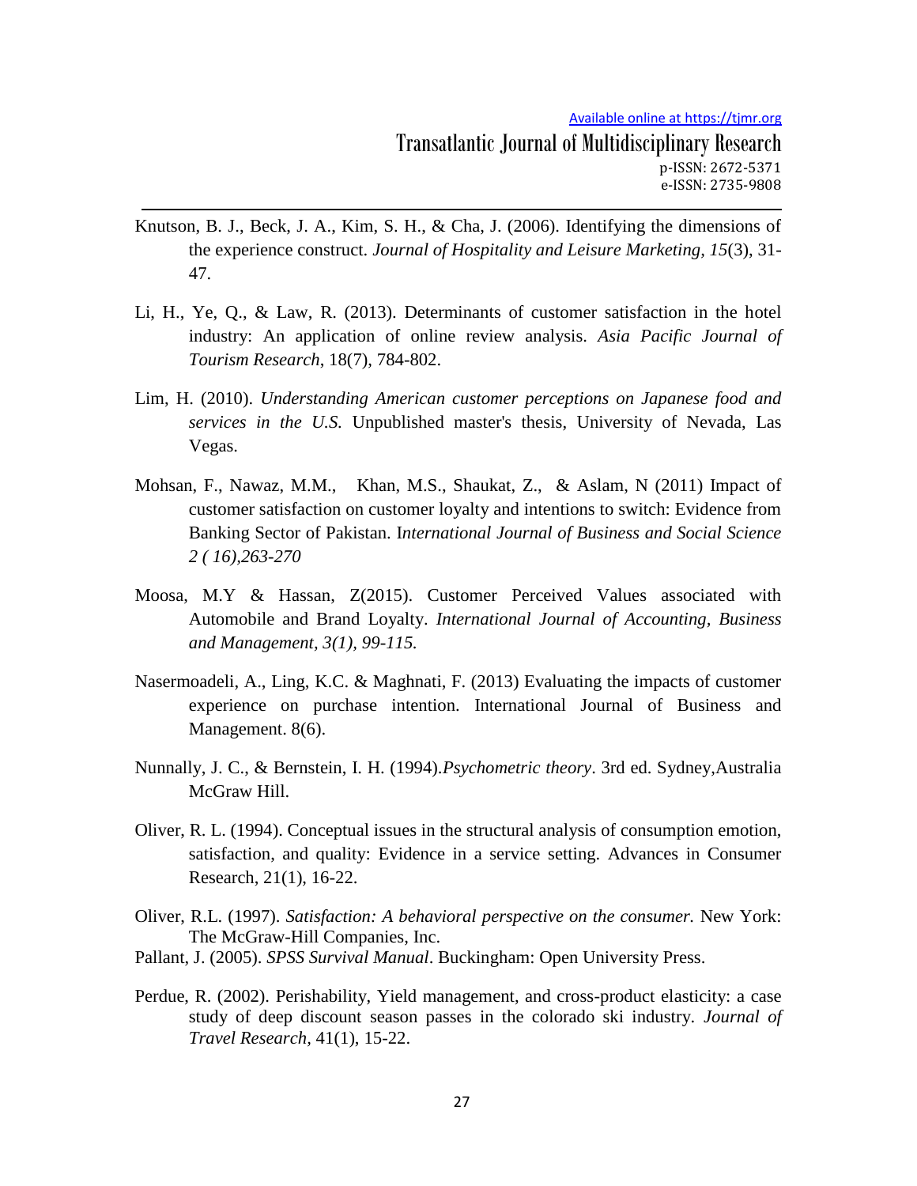Knutson, B. J., Beck, J. A., Kim, S. H., & Cha, J. (2006). Identifying the dimensions of the experience construct. *Journal of Hospitality and Leisure Marketing, 15*(3), 31-47.

Li, H., Ye, Q., & Law, R. (2013). Determinants of customer satisfaction in the hotel industry: An application of online review analysis. *Asia Pacific Journal of Tourism Research*, 18(7), 784-802.

Lim, H. (2010). *Understanding American customer perceptions on Japanese food and services in the U.S.* Unpublished master's thesis, University of Nevada, Las Vegas.

Mohsan, F., Nawaz, M.M., Khan, M.S., Shaukat, Z., & Aslam, N (2011) Impact of customer satisfaction on customer loyalty and intentions to switch: Evidence from Banking Sector of Pakistan. I*nternational Journal of Business and Social Science 2 ( 16),263-270*

Moosa, M.Y & Hassan, Z(2015). Customer Perceived Values associated with Automobile and Brand Loyalty. *International Journal of Accounting, Business and Management, 3(1), 99-115.*

Nasermoadeli, A., Ling, K.C. & Maghnati, F. (2013) Evaluating the impacts of customer experience on purchase intention. International Journal of Business and Management. 8(6).

Nunnally, J. C., & Bernstein, I. H. (1994).*Psychometric theory*. 3rd ed. Sydney,Australia McGraw Hill.

Oliver, R. L. (1994). Conceptual issues in the structural analysis of consumption emotion, satisfaction, and quality: Evidence in a service setting. Advances in Consumer Research, 21(1), 16-22.

Oliver, R.L. (1997). *Satisfaction: A behavioral perspective on the consumer.* New York: The McGraw-Hill Companies, Inc.

Pallant, J. (2005). *SPSS Survival Manual*. Buckingham: Open University Press.

Perdue, R. (2002). Perishability, Yield management, and cross-product elasticity: a case study of deep discount season passes in the colorado ski industry. *Journal of Travel Research,* 41(1), 15-22.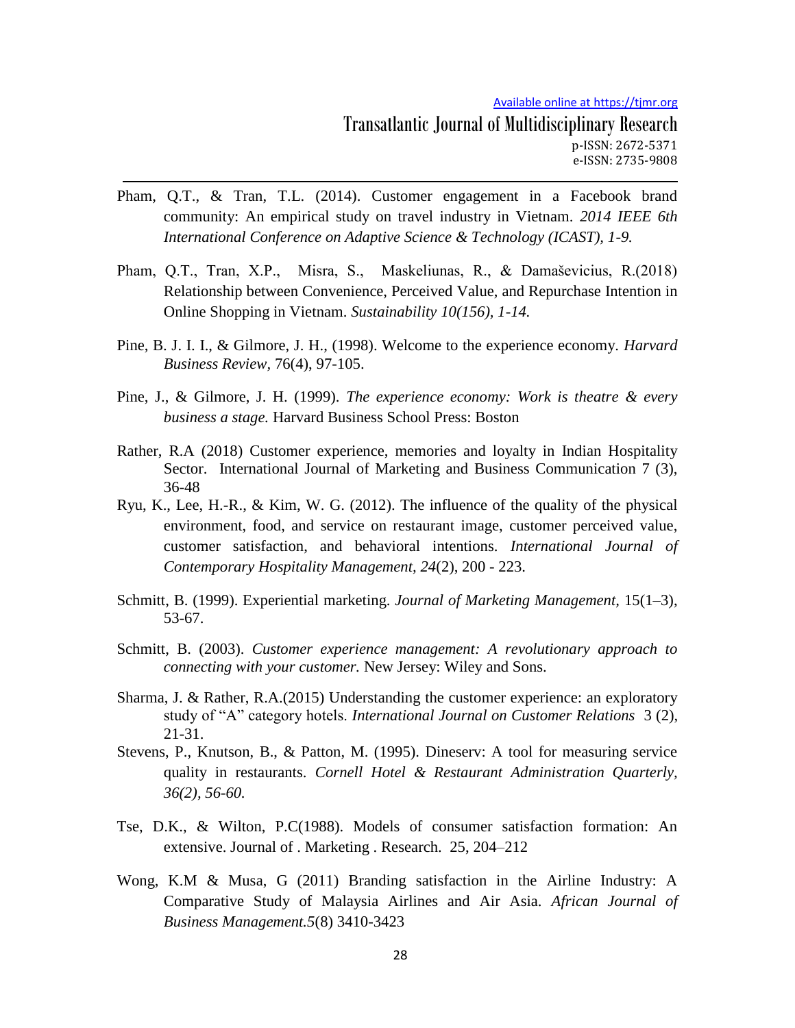Pham, Q.T., & Tran, T.L. (2014). Customer engagement in a Facebook brand community: An empirical study on travel industry in Vietnam. *2014 IEEE 6th International Conference on Adaptive Science & Technology (ICAST), 1-9.*

Pham, Q.T., Tran, X.P., Misra, S., Maskeliunas, R., & Damaševicius, R.(2018) Relationship between Convenience, Perceived Value, and Repurchase Intention in Online Shopping in Vietnam. *Sustainability 10(156), 1-14.*

Pine, B. J. I. I., & Gilmore, J. H., (1998). Welcome to the experience economy. *Harvard Business Review,* 76(4), 97-105.

Pine, J., & Gilmore, J. H. (1999). *The experience economy: Work is theatre & every business a stage.* Harvard Business School Press: Boston

Rather, R.A (2018) Customer experience, memories and loyalty in Indian Hospitality Sector. International Journal of Marketing and Business Communication 7 (3), 36-48

Ryu, K., Lee, H.-R., & Kim, W. G. (2012). The influence of the quality of the physical environment, food, and service on restaurant image, customer perceived value, customer satisfaction, and behavioral intentions. *International Journal of Contemporary Hospitality Management, 24*(2), 200 - 223.

Schmitt, B. (1999). Experiential marketing. *Journal of Marketing Management,* 15(1–3), 53-67.

Schmitt, B. (2003). *Customer experience management: A revolutionary approach to connecting with your customer.* New Jersey: Wiley and Sons.

Sharma, J. & Rather, R.A.(2015) Understanding the customer experience: an exploratory study of "A" category hotels. *International Journal on Customer Relations* 3 (2), 21-31.

Stevens, P., Knutson, B., & Patton, M. (1995). Dineserv: A tool for measuring service quality in restaurants. *Cornell Hotel & Restaurant Administration Quarterly, 36(2), 56-60.*

Tse, D.K., & Wilton, P.C(1988). Models of consumer satisfaction formation: An extensive. Journal of . Marketing . Research. 25, 204–212

Wong, K.M & Musa, G (2011) Branding satisfaction in the Airline Industry: A Comparative Study of Malaysia Airlines and Air Asia. *African Journal of Business Management.5*(8) 3410-3423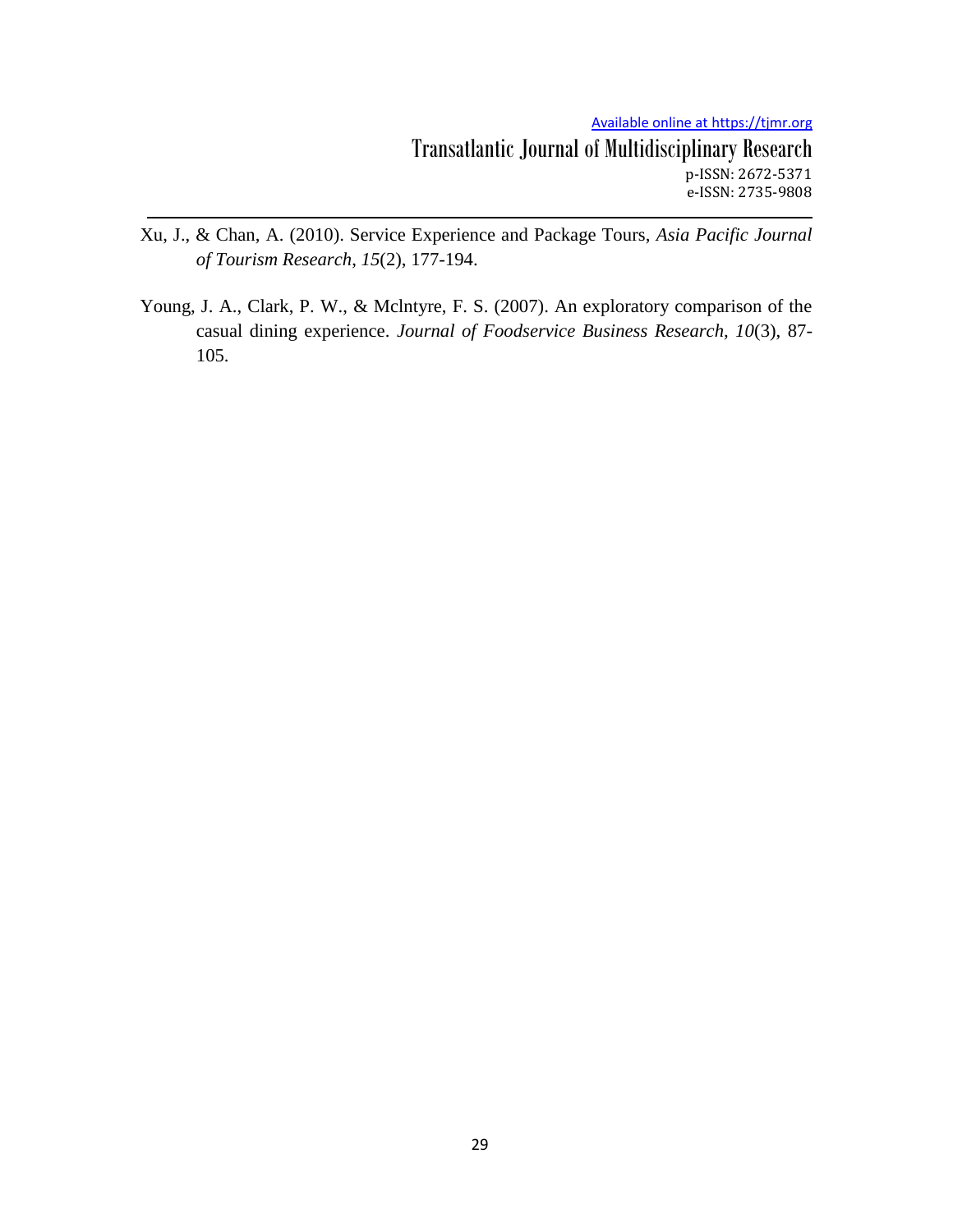Xu, J., & Chan, A. (2010). Service Experience and Package Tours, *Asia Pacific Journal of Tourism Research*, *15*(2), 177-194.

Young, J. A., Clark, P. W., & Mclntyre, F. S. (2007). An exploratory comparison of the casual dining experience. *Journal of Foodservice Business Research, 10*(3), 87-105.